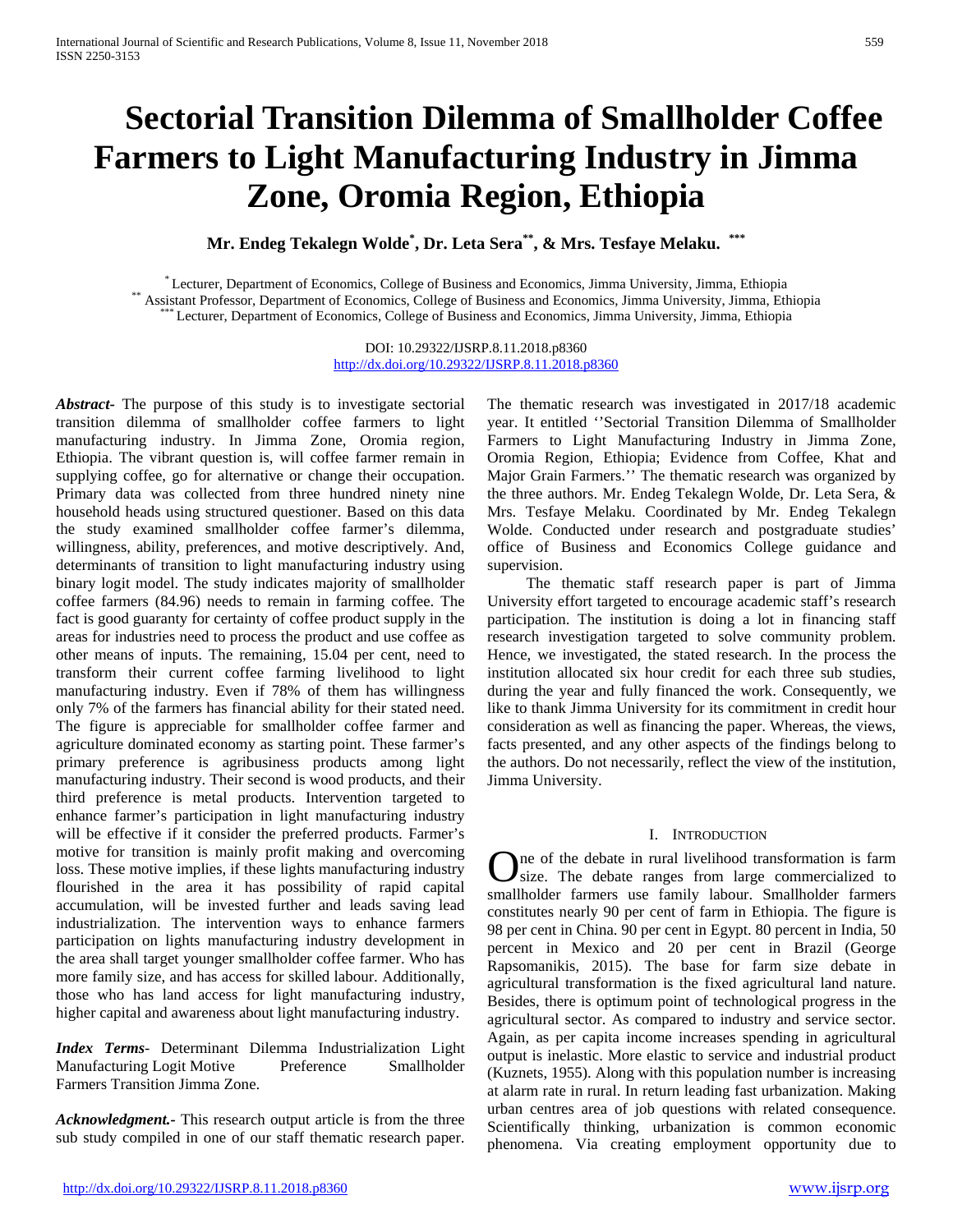# Sectorial Transition Dilemma of Smallholder Coffee Farmers to Light Manufacturing Industry in Jimma Zone, Oromia Region, Ethiopia

**Mr. Endeg Tekalegn Wolde[*], Dr. Leta Sera[**], & Mrs. Tesfaye Melaku. [***]**

[*] Lecturer, Department of Economics, College of Business and Economics, Jimma University, Jimma, Ethiopia
[**] Assistant Professor, Department of Economics, College of Business and Economics, Jimma University, Jimma, Ethiopia
[***] Lecturer, Department of Economics, College of Business and Economics, Jimma University, Jimma, Ethiopia

DOI: 10.29322/IJSRP.8.11.2018.p8360
http://dx.doi.org/10.29322/IJSRP.8.11.2018.p8360

***Abstract*-** The purpose of this study is to investigate sectorial transition dilemma of smallholder coffee farmers to light manufacturing industry. In Jimma Zone, Oromia region, Ethiopia. The vibrant question is, will coffee farmer remain in supplying coffee, go for alternative or change their occupation. Primary data was collected from three hundred ninety nine household heads using structured questioner. Based on this data the study examined smallholder coffee farmer's dilemma, willingness, ability, preferences, and motive descriptively. And, determinants of transition to light manufacturing industry using binary logit model. The study indicates majority of smallholder coffee farmers (84.96) needs to remain in farming coffee. The fact is good guaranty for certainty of coffee product supply in the areas for industries need to process the product and use coffee as other means of inputs. The remaining, 15.04 per cent, need to transform their current coffee farming livelihood to light manufacturing industry. Even if 78% of them has willingness only 7% of the farmers has financial ability for their stated need. The figure is appreciable for smallholder coffee farmer and agriculture dominated economy as starting point. These farmer's primary preference is agribusiness products among light manufacturing industry. Their second is wood products, and their third preference is metal products. Intervention targeted to enhance farmer's participation in light manufacturing industry will be effective if it consider the preferred products. Farmer's motive for transition is mainly profit making and overcoming loss. These motive implies, if these lights manufacturing industry flourished in the area it has possibility of rapid capital accumulation, will be invested further and leads saving lead industrialization. The intervention ways to enhance farmers participation on lights manufacturing industry development in the area shall target younger smallholder coffee farmer. Who has more family size, and has access for skilled labour. Additionally, those who has land access for light manufacturing industry, higher capital and awareness about light manufacturing industry.

***Index Terms*-** Determinant Dilemma Industrialization Light Manufacturing Logit Motive Preference Smallholder Farmers Transition Jimma Zone.

***Acknowledgment.*-** This research output article is from the three sub study compiled in one of our staff thematic research paper. The thematic research was investigated in 2017/18 academic year. It entitled ''Sectorial Transition Dilemma of Smallholder Farmers to Light Manufacturing Industry in Jimma Zone, Oromia Region, Ethiopia; Evidence from Coffee, Khat and Major Grain Farmers.'' The thematic research was organized by the three authors. Mr. Endeg Tekalegn Wolde, Dr. Leta Sera, & Mrs. Tesfaye Melaku. Coordinated by Mr. Endeg Tekalegn Wolde. Conducted under research and postgraduate studies' office of Business and Economics College guidance and supervision.

The thematic staff research paper is part of Jimma University effort targeted to encourage academic staff's research participation. The institution is doing a lot in financing staff research investigation targeted to solve community problem. Hence, we investigated, the stated research. In the process the institution allocated six hour credit for each three sub studies, during the year and fully financed the work. Consequently, we like to thank Jimma University for its commitment in credit hour consideration as well as financing the paper. Whereas, the views, facts presented, and any other aspects of the findings belong to the authors. Do not necessarily, reflect the view of the institution, Jimma University.

## I. Introduction

One of the debate in rural livelihood transformation is farm size. The debate ranges from large commercialized to smallholder farmers use family labour. Smallholder farmers constitutes nearly 90 per cent of farm in Ethiopia. The figure is 98 per cent in China. 90 per cent in Egypt. 80 percent in India, 50 percent in Mexico and 20 per cent in Brazil (George Rapsomanikis, 2015). The base for farm size debate in agricultural transformation is the fixed agricultural land nature. Besides, there is optimum point of technological progress in the agricultural sector. As compared to industry and service sector. Again, as per capita income increases spending in agricultural output is inelastic. More elastic to service and industrial product (Kuznets, 1955). Along with this population number is increasing at alarm rate in rural. In return leading fast urbanization. Making urban centres area of job questions with related consequence. Scientifically thinking, urbanization is common economic phenomena. Via creating employment opportunity due to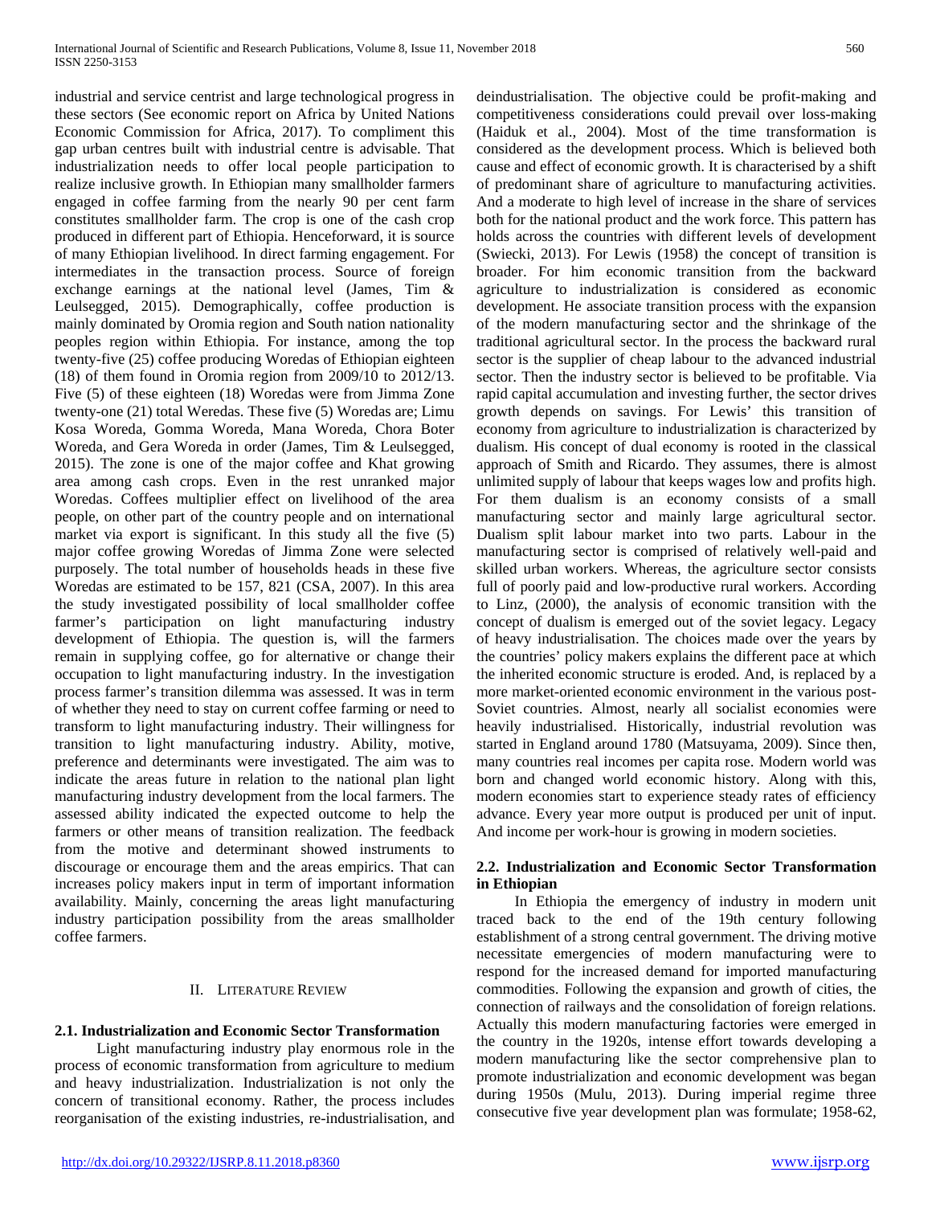industrial and service centrist and large technological progress in these sectors (See economic report on Africa by United Nations Economic Commission for Africa, 2017). To compliment this gap urban centres built with industrial centre is advisable. That industrialization needs to offer local people participation to realize inclusive growth. In Ethiopian many smallholder farmers engaged in coffee farming from the nearly 90 per cent farm constitutes smallholder farm. The crop is one of the cash crop produced in different part of Ethiopia. Henceforward, it is source of many Ethiopian livelihood. In direct farming engagement. For intermediates in the transaction process. Source of foreign exchange earnings at the national level (James, Tim & Leulsegged, 2015). Demographically, coffee production is mainly dominated by Oromia region and South nation nationality peoples region within Ethiopia. For instance, among the top twenty-five (25) coffee producing Woredas of Ethiopian eighteen (18) of them found in Oromia region from 2009/10 to 2012/13. Five (5) of these eighteen (18) Woredas were from Jimma Zone twenty-one (21) total Weredas. These five (5) Woredas are; Limu Kosa Woreda, Gomma Woreda, Mana Woreda, Chora Boter Woreda, and Gera Woreda in order (James, Tim & Leulsegged, 2015). The zone is one of the major coffee and Khat growing area among cash crops. Even in the rest unranked major Woredas. Coffees multiplier effect on livelihood of the area people, on other part of the country people and on international market via export is significant. In this study all the five (5) major coffee growing Woredas of Jimma Zone were selected purposely. The total number of households heads in these five Woredas are estimated to be 157, 821 (CSA, 2007). In this area the study investigated possibility of local smallholder coffee farmer's participation on light manufacturing industry development of Ethiopia. The question is, will the farmers remain in supplying coffee, go for alternative or change their occupation to light manufacturing industry. In the investigation process farmer's transition dilemma was assessed. It was in term of whether they need to stay on current coffee farming or need to transform to light manufacturing industry. Their willingness for transition to light manufacturing industry. Ability, motive, preference and determinants were investigated. The aim was to indicate the areas future in relation to the national plan light manufacturing industry development from the local farmers. The assessed ability indicated the expected outcome to help the farmers or other means of transition realization. The feedback from the motive and determinant showed instruments to discourage or encourage them and the areas empirics. That can increases policy makers input in term of important information availability. Mainly, concerning the areas light manufacturing industry participation possibility from the areas smallholder coffee farmers.

## II. Literature Review

### 2.1. Industrialization and Economic Sector Transformation

Light manufacturing industry play enormous role in the process of economic transformation from agriculture to medium and heavy industrialization. Industrialization is not only the concern of transitional economy. Rather, the process includes reorganisation of the existing industries, re-industrialisation, and deindustrialisation. The objective could be profit-making and competitiveness considerations could prevail over loss-making (Haiduk et al., 2004). Most of the time transformation is considered as the development process. Which is believed both cause and effect of economic growth. It is characterised by a shift of predominant share of agriculture to manufacturing activities. And a moderate to high level of increase in the share of services both for the national product and the work force. This pattern has holds across the countries with different levels of development (Swiecki, 2013). For Lewis (1958) the concept of transition is broader. For him economic transition from the backward agriculture to industrialization is considered as economic development. He associate transition process with the expansion of the modern manufacturing sector and the shrinkage of the traditional agricultural sector. In the process the backward rural sector is the supplier of cheap labour to the advanced industrial sector. Then the industry sector is believed to be profitable. Via rapid capital accumulation and investing further, the sector drives growth depends on savings. For Lewis' this transition of economy from agriculture to industrialization is characterized by dualism. His concept of dual economy is rooted in the classical approach of Smith and Ricardo. They assumes, there is almost unlimited supply of labour that keeps wages low and profits high. For them dualism is an economy consists of a small manufacturing sector and mainly large agricultural sector. Dualism split labour market into two parts. Labour in the manufacturing sector is comprised of relatively well-paid and skilled urban workers. Whereas, the agriculture sector consists full of poorly paid and low-productive rural workers. According to Linz, (2000), the analysis of economic transition with the concept of dualism is emerged out of the soviet legacy. Legacy of heavy industrialisation. The choices made over the years by the countries' policy makers explains the different pace at which the inherited economic structure is eroded. And, is replaced by a more market-oriented economic environment in the various post-Soviet countries. Almost, nearly all socialist economies were heavily industrialised. Historically, industrial revolution was started in England around 1780 (Matsuyama, 2009). Since then, many countries real incomes per capita rose. Modern world was born and changed world economic history. Along with this, modern economies start to experience steady rates of efficiency advance. Every year more output is produced per unit of input. And income per work-hour is growing in modern societies.

### 2.2. Industrialization and Economic Sector Transformation in Ethiopian

In Ethiopia the emergency of industry in modern unit traced back to the end of the 19th century following establishment of a strong central government. The driving motive necessitate emergencies of modern manufacturing were to respond for the increased demand for imported manufacturing commodities. Following the expansion and growth of cities, the connection of railways and the consolidation of foreign relations. Actually this modern manufacturing factories were emerged in the country in the 1920s, intense effort towards developing a modern manufacturing like the sector comprehensive plan to promote industrialization and economic development was began during 1950s (Mulu, 2013). During imperial regime three consecutive five year development plan was formulate; 1958-62,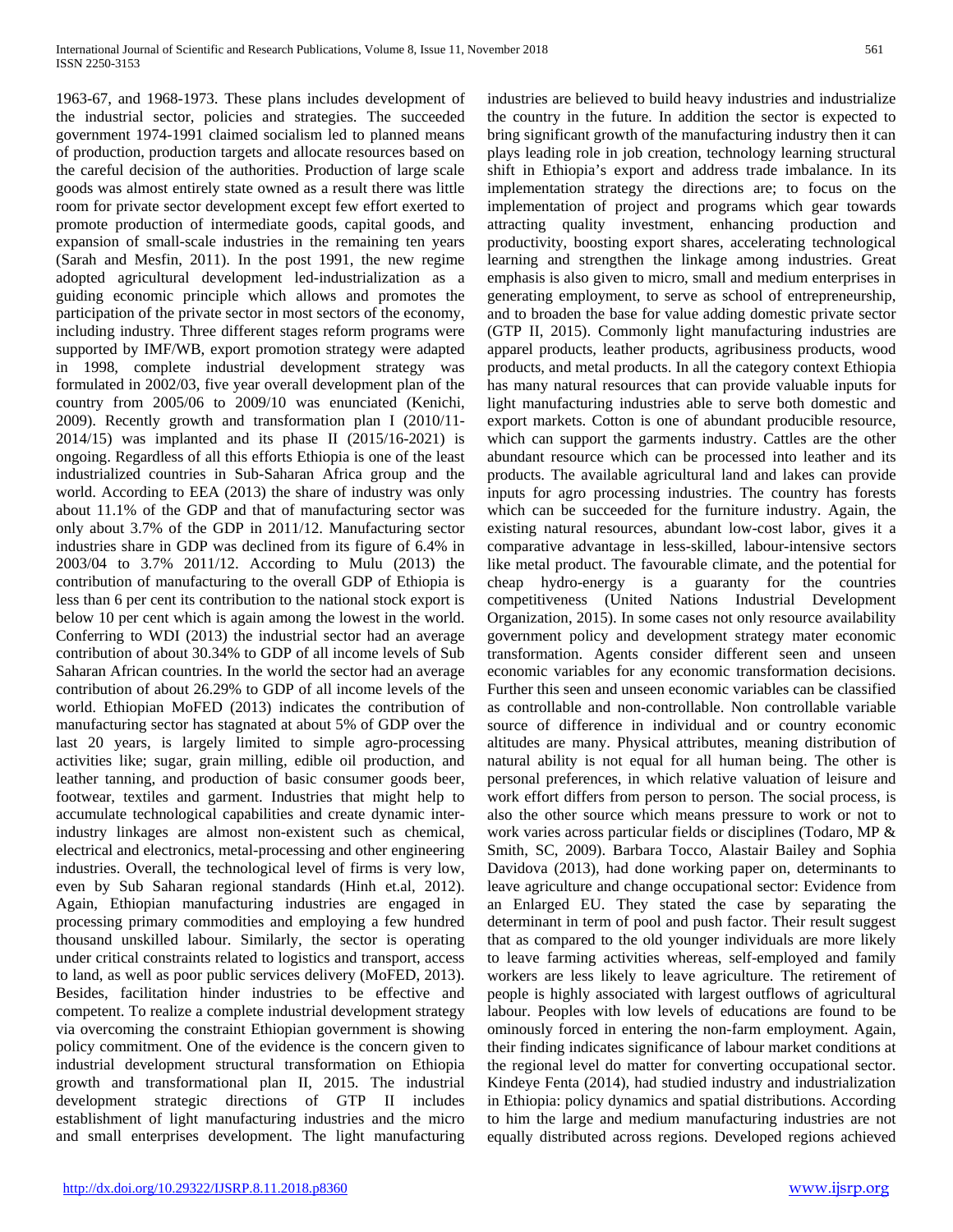1963-67, and 1968-1973. These plans includes development of the industrial sector, policies and strategies. The succeeded government 1974-1991 claimed socialism led to planned means of production, production targets and allocate resources based on the careful decision of the authorities. Production of large scale goods was almost entirely state owned as a result there was little room for private sector development except few effort exerted to promote production of intermediate goods, capital goods, and expansion of small-scale industries in the remaining ten years (Sarah and Mesfin, 2011). In the post 1991, the new regime adopted agricultural development led-industrialization as a guiding economic principle which allows and promotes the participation of the private sector in most sectors of the economy, including industry. Three different stages reform programs were supported by IMF/WB, export promotion strategy were adapted in 1998, complete industrial development strategy was formulated in 2002/03, five year overall development plan of the country from 2005/06 to 2009/10 was enunciated (Kenichi, 2009). Recently growth and transformation plan I (2010/11-2014/15) was implanted and its phase II (2015/16-2021) is ongoing. Regardless of all this efforts Ethiopia is one of the least industrialized countries in Sub-Saharan Africa group and the world. According to EEA (2013) the share of industry was only about 11.1% of the GDP and that of manufacturing sector was only about 3.7% of the GDP in 2011/12. Manufacturing sector industries share in GDP was declined from its figure of 6.4% in 2003/04 to 3.7% 2011/12. According to Mulu (2013) the contribution of manufacturing to the overall GDP of Ethiopia is less than 6 per cent its contribution to the national stock export is below 10 per cent which is again among the lowest in the world. Conferring to WDI (2013) the industrial sector had an average contribution of about 30.34% to GDP of all income levels of Sub Saharan African countries. In the world the sector had an average contribution of about 26.29% to GDP of all income levels of the world. Ethiopian MoFED (2013) indicates the contribution of manufacturing sector has stagnated at about 5% of GDP over the last 20 years, is largely limited to simple agro-processing activities like; sugar, grain milling, edible oil production, and leather tanning, and production of basic consumer goods beer, footwear, textiles and garment. Industries that might help to accumulate technological capabilities and create dynamic inter-industry linkages are almost non-existent such as chemical, electrical and electronics, metal-processing and other engineering industries. Overall, the technological level of firms is very low, even by Sub Saharan regional standards (Hinh et.al, 2012). Again, Ethiopian manufacturing industries are engaged in processing primary commodities and employing a few hundred thousand unskilled labour. Similarly, the sector is operating under critical constraints related to logistics and transport, access to land, as well as poor public services delivery (MoFED, 2013). Besides, facilitation hinder industries to be effective and competent. To realize a complete industrial development strategy via overcoming the constraint Ethiopian government is showing policy commitment. One of the evidence is the concern given to industrial development structural transformation on Ethiopia growth and transformational plan II, 2015. The industrial development strategic directions of GTP II includes establishment of light manufacturing industries and the micro and small enterprises development. The light manufacturing industries are believed to build heavy industries and industrialize the country in the future. In addition the sector is expected to bring significant growth of the manufacturing industry then it can plays leading role in job creation, technology learning structural shift in Ethiopia's export and address trade imbalance. In its implementation strategy the directions are; to focus on the implementation of project and programs which gear towards attracting quality investment, enhancing production and productivity, boosting export shares, accelerating technological learning and strengthen the linkage among industries. Great emphasis is also given to micro, small and medium enterprises in generating employment, to serve as school of entrepreneurship, and to broaden the base for value adding domestic private sector (GTP II, 2015). Commonly light manufacturing industries are apparel products, leather products, agribusiness products, wood products, and metal products. In all the category context Ethiopia has many natural resources that can provide valuable inputs for light manufacturing industries able to serve both domestic and export markets. Cotton is one of abundant producible resource, which can support the garments industry. Cattles are the other abundant resource which can be processed into leather and its products. The available agricultural land and lakes can provide inputs for agro processing industries. The country has forests which can be succeeded for the furniture industry. Again, the existing natural resources, abundant low-cost labor, gives it a comparative advantage in less-skilled, labour-intensive sectors like metal product. The favourable climate, and the potential for cheap hydro-energy is a guaranty for the countries competitiveness (United Nations Industrial Development Organization, 2015). In some cases not only resource availability government policy and development strategy mater economic transformation. Agents consider different seen and unseen economic variables for any economic transformation decisions. Further this seen and unseen economic variables can be classified as controllable and non-controllable. Non controllable variable source of difference in individual and or country economic altitudes are many. Physical attributes, meaning distribution of natural ability is not equal for all human being. The other is personal preferences, in which relative valuation of leisure and work effort differs from person to person. The social process, is also the other source which means pressure to work or not to work varies across particular fields or disciplines (Todaro, MP & Smith, SC, 2009). Barbara Tocco, Alastair Bailey and Sophia Davidova (2013), had done working paper on, determinants to leave agriculture and change occupational sector: Evidence from an Enlarged EU. They stated the case by separating the determinant in term of pool and push factor. Their result suggest that as compared to the old younger individuals are more likely to leave farming activities whereas, self-employed and family workers are less likely to leave agriculture. The retirement of people is highly associated with largest outflows of agricultural labour. Peoples with low levels of educations are found to be ominously forced in entering the non-farm employment. Again, their finding indicates significance of labour market conditions at the regional level do matter for converting occupational sector. Kindeye Fenta (2014), had studied industry and industrialization in Ethiopia: policy dynamics and spatial distributions. According to him the large and medium manufacturing industries are not equally distributed across regions. Developed regions achieved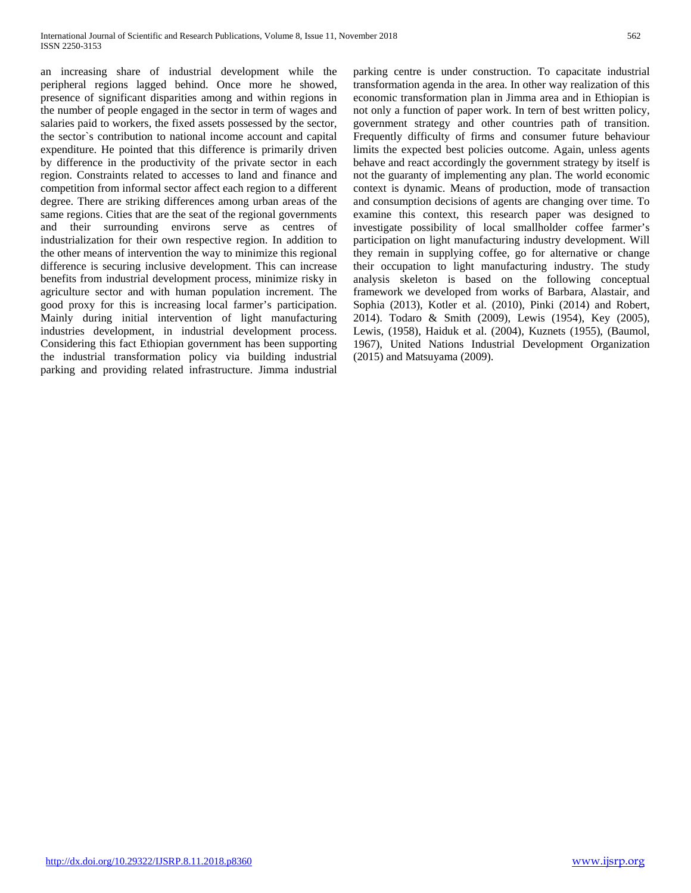an increasing share of industrial development while the peripheral regions lagged behind. Once more he showed, presence of significant disparities among and within regions in the number of people engaged in the sector in term of wages and salaries paid to workers, the fixed assets possessed by the sector, the sector`s contribution to national income account and capital expenditure. He pointed that this difference is primarily driven by difference in the productivity of the private sector in each region. Constraints related to accesses to land and finance and competition from informal sector affect each region to a different degree. There are striking differences among urban areas of the same regions. Cities that are the seat of the regional governments and their surrounding environs serve as centres of industrialization for their own respective region. In addition to the other means of intervention the way to minimize this regional difference is securing inclusive development. This can increase benefits from industrial development process, minimize risky in agriculture sector and with human population increment. The good proxy for this is increasing local farmer's participation. Mainly during initial intervention of light manufacturing industries development, in industrial development process. Considering this fact Ethiopian government has been supporting the industrial transformation policy via building industrial parking and providing related infrastructure. Jimma industrial parking centre is under construction. To capacitate industrial transformation agenda in the area. In other way realization of this economic transformation plan in Jimma area and in Ethiopian is not only a function of paper work. In tern of best written policy, government strategy and other countries path of transition. Frequently difficulty of firms and consumer future behaviour limits the expected best policies outcome. Again, unless agents behave and react accordingly the government strategy by itself is not the guaranty of implementing any plan. The world economic context is dynamic. Means of production, mode of transaction and consumption decisions of agents are changing over time. To examine this context, this research paper was designed to investigate possibility of local smallholder coffee farmer's participation on light manufacturing industry development. Will they remain in supplying coffee, go for alternative or change their occupation to light manufacturing industry. The study analysis skeleton is based on the following conceptual framework we developed from works of Barbara, Alastair, and Sophia (2013), Kotler et al. (2010), Pinki (2014) and Robert, 2014). Todaro & Smith (2009), Lewis (1954), Key (2005), Lewis, (1958), Haiduk et al. (2004), Kuznets (1955), (Baumol, 1967), United Nations Industrial Development Organization (2015) and Matsuyama (2009).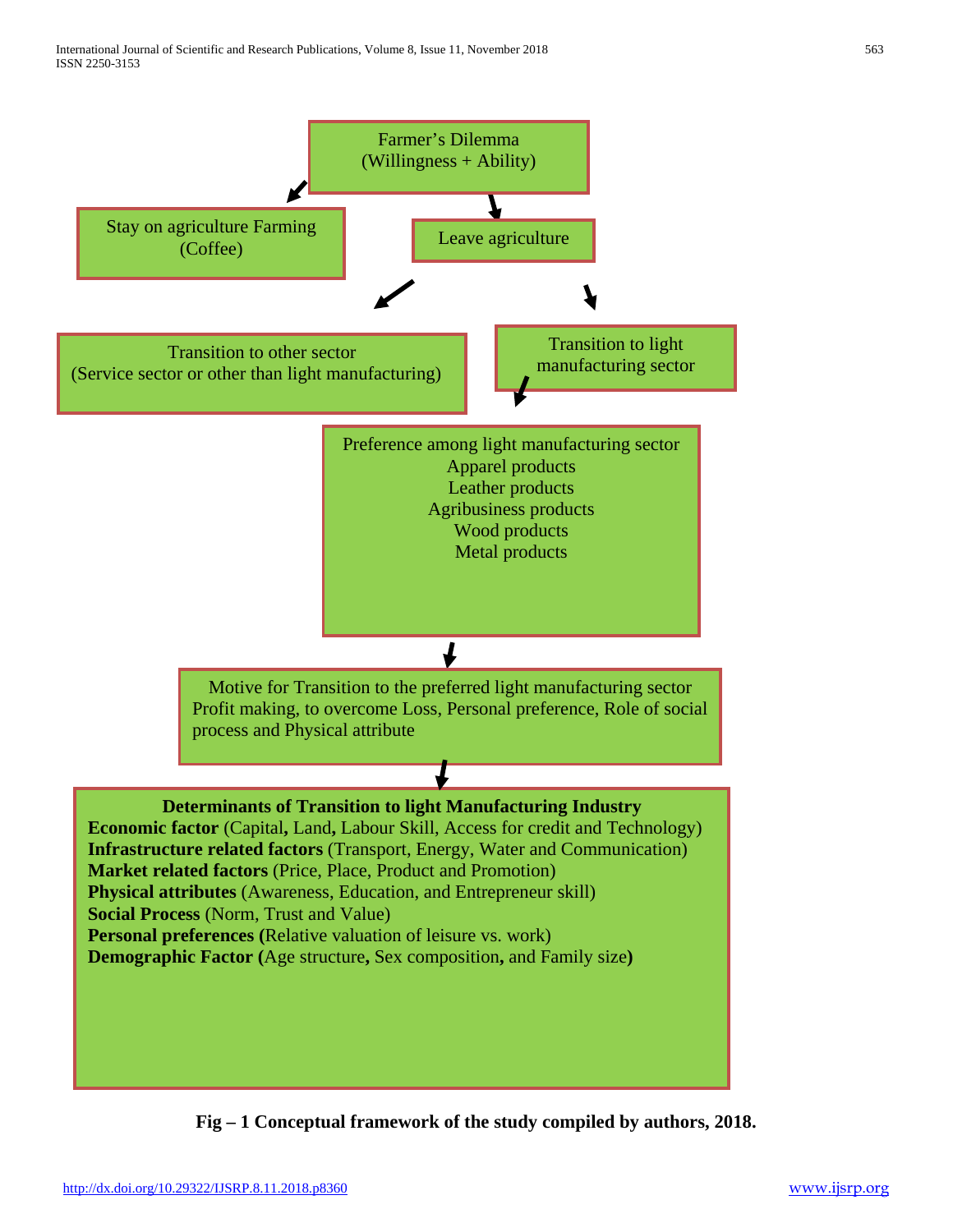Farmer's Dilemma
(Willingness + Ability)

Stay on agriculture Farming
(Coffee)

Leave agriculture

Transition to other sector
(Service sector or other than light manufacturing)

Transition to light manufacturing sector

Preference among light manufacturing sector
Apparel products
Leather products
Agribusiness products
Wood products
Metal products

Motive for Transition to the preferred light manufacturing sector
Profit making, to overcome Loss, Personal preference, Role of social process and Physical attribute

**Determinants of Transition to light Manufacturing Industry**
**Economic factor** (Capital**,** Land**,** Labour Skill, Access for credit and Technology)
**Infrastructure related factors** (Transport, Energy, Water and Communication)
**Market related factors** (Price, Place, Product and Promotion)
**Physical attributes** (Awareness, Education, and Entrepreneur skill)
**Social Process** (Norm, Trust and Value)
**Personal preferences (**Relative valuation of leisure vs. work)
**Demographic Factor (**Age structure**,** Sex composition**,** and Family size**)**

**Fig – 1 Conceptual framework of the study compiled by authors, 2018.**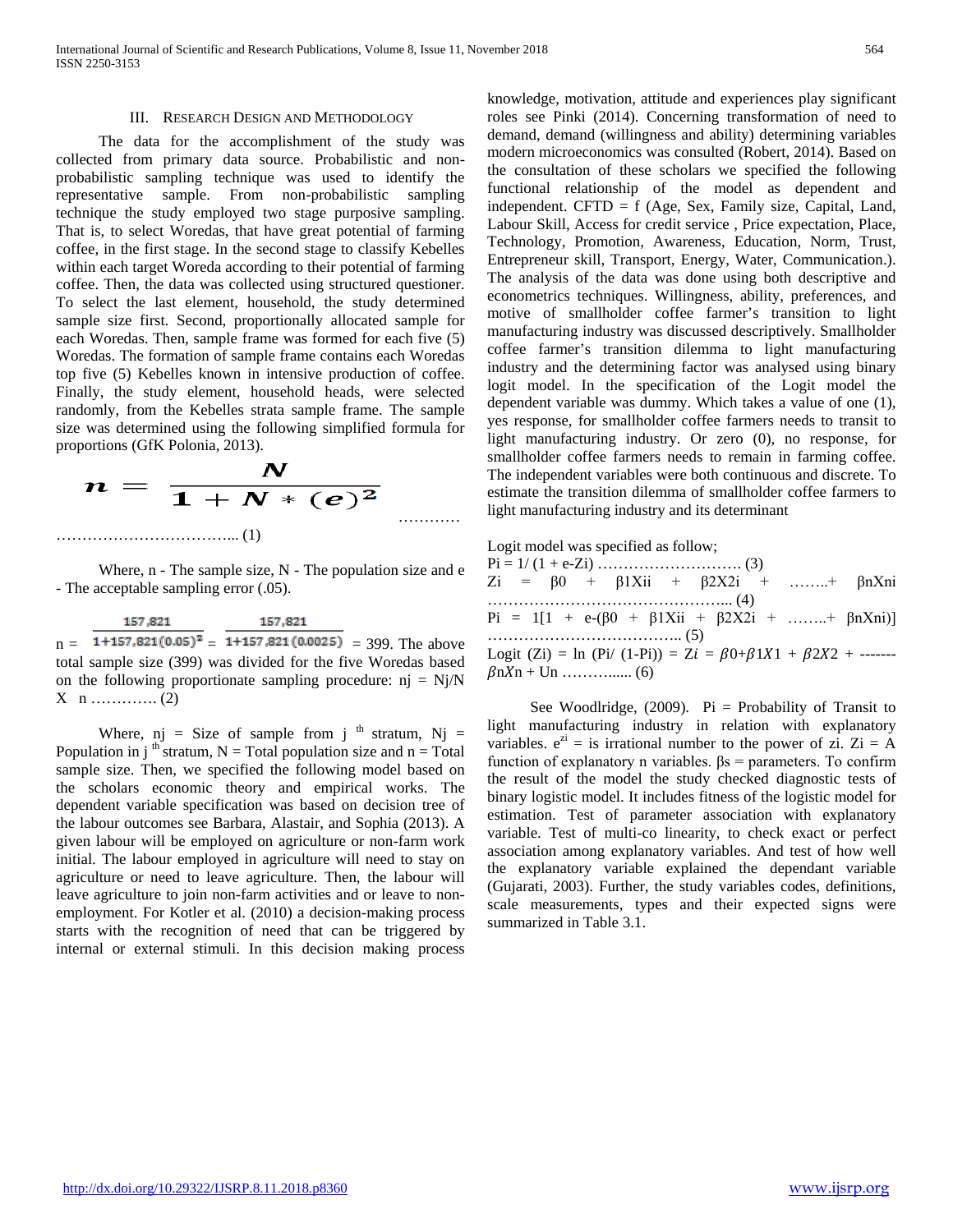## III. Research Design and Methodology

The data for the accomplishment of the study was collected from primary data source. Probabilistic and non-probabilistic sampling technique was used to identify the representative sample. From non-probabilistic sampling technique the study employed two stage purposive sampling. That is, to select Woredas, that have great potential of farming coffee, in the first stage. In the second stage to classify Kebelles within each target Woreda according to their potential of farming coffee. Then, the data was collected using structured questioner. To select the last element, household, the study determined sample size first. Second, proportionally allocated sample for each Woredas. Then, sample frame was formed for each five (5) Woredas. The formation of sample frame contains each Woredas top five (5) Kebelles known in intensive production of coffee. Finally, the study element, household heads, were selected randomly, from the Kebelles strata sample frame. The sample size was determined using the following simplified formula for proportions (GfK Polonia, 2013).

$$n = \frac{N}{1 + N * (e)^2} \quad \text{………… (1)}$$

Where, n - The sample size, N - The population size and e - The acceptable sampling error (.05).

$n = \frac{157,821}{1+157,821(0.05)^2} = \frac{157,821}{1+157,821(0.0025)} = 399$. The above total sample size (399) was divided for the five Woredas based on the following proportionate sampling procedure: $n_j = N_j/N \times n$ …………. (2)

Where, $n_j$ = Size of sample from $j^{th}$ stratum, $N_j$ = Population in $j^{th}$ stratum, N = Total population size and n = Total sample size. Then, we specified the following model based on the scholars economic theory and empirical works. The dependent variable specification was based on decision tree of the labour outcomes see Barbara, Alastair, and Sophia (2013). A given labour will be employed on agriculture or non-farm work initial. The labour employed in agriculture will need to stay on agriculture or need to leave agriculture. Then, the labour will leave agriculture to join non-farm activities and or leave to non-employment. For Kotler et al. (2010) a decision-making process starts with the recognition of need that can be triggered by internal or external stimuli. In this decision making process knowledge, motivation, attitude and experiences play significant roles see Pinki (2014). Concerning transformation of need to demand, demand (willingness and ability) determining variables modern microeconomics was consulted (Robert, 2014). Based on the consultation of these scholars we specified the following functional relationship of the model as dependent and independent. CFTD = f (Age, Sex, Family size, Capital, Land, Labour Skill, Access for credit service , Price expectation, Place, Technology, Promotion, Awareness, Education, Norm, Trust, Entrepreneur skill, Transport, Energy, Water, Communication.). The analysis of the data was done using both descriptive and econometrics techniques. Willingness, ability, preferences, and motive of smallholder coffee farmer's transition to light manufacturing industry was discussed descriptively. Smallholder coffee farmer's transition dilemma to light manufacturing industry and the determining factor was analysed using binary logit model. In the specification of the Logit model the dependent variable was dummy. Which takes a value of one (1), yes response, for smallholder coffee farmers needs to transit to light manufacturing industry. Or zero (0), no response, for smallholder coffee farmers needs to remain in farming coffee. The independent variables were both continuous and discrete. To estimate the transition dilemma of smallholder coffee farmers to light manufacturing industry and its determinant

Logit model was specified as follow;

$P_i = 1/(1 + e^{-Z_i})$ ………………………. (3)

$Z_i = \beta_0 + \beta_1 X_{1i} + \beta_2 X_{2i} + \ldots\ldots + \beta_n X_{ni}$ ………………………………………... (4)

$P_i = 1[1 + e^{-(\beta_0 + \beta_1 X_{1i} + \beta_2 X_{2i} + \ldots\ldots + \beta_n X_{ni})}]$ ……………………………….. (5)

$\text{Logit}(Z_i) = \ln(P_i/(1-P_i)) = Z_i = \beta_0 + \beta_1 X_1 + \beta_2 X_2 + \text{-------} \beta_n X_n + U_n$ ………..... (6)

See Woodlridge, (2009). Pi = Probability of Transit to light manufacturing industry in relation with explanatory variables. $e^{z_i}$ = is irrational number to the power of zi. Zi = A function of explanatory n variables. βs = parameters. To confirm the result of the model the study checked diagnostic tests of binary logistic model. It includes fitness of the logistic model for estimation. Test of parameter association with explanatory variable. Test of multi-co linearity, to check exact or perfect association among explanatory variables. And test of how well the explanatory variable explained the dependant variable (Gujarati, 2003). Further, the study variables codes, definitions, scale measurements, types and their expected signs were summarized in Table 3.1.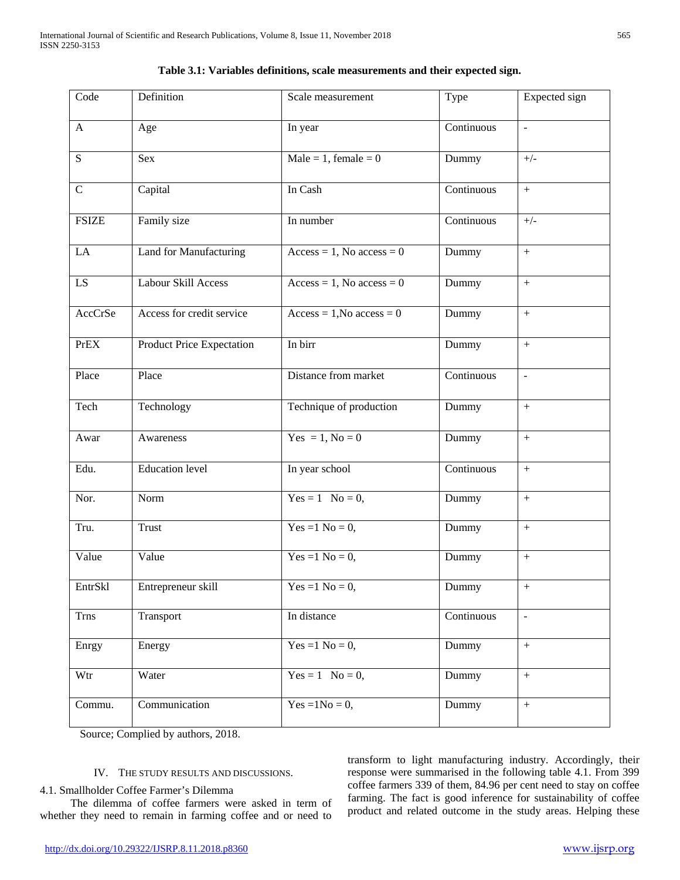**Table 3.1: Variables definitions, scale measurements and their expected sign.**

| Code | Definition | Scale measurement | Type | Expected sign |
|---|---|---|---|---|
| A | Age | In year | Continuous | - |
| S | Sex | Male = 1, female = 0 | Dummy | +/- |
| C | Capital | In Cash | Continuous | + |
| FSIZE | Family size | In number | Continuous | +/- |
| LA | Land for Manufacturing | Access = 1, No access = 0 | Dummy | + |
| LS | Labour Skill Access | Access = 1, No access = 0 | Dummy | + |
| AccCrSe | Access for credit service | Access = 1,No access = 0 | Dummy | + |
| PrEX | Product Price Expectation | In birr | Dummy | + |
| Place | Place | Distance from market | Continuous | - |
| Tech | Technology | Technique of production | Dummy | + |
| Awar | Awareness | Yes = 1, No = 0 | Dummy | + |
| Edu. | Education level | In year school | Continuous | + |
| Nor. | Norm | Yes = 1 No = 0, | Dummy | + |
| Tru. | Trust | Yes =1 No = 0, | Dummy | + |
| Value | Value | Yes =1 No = 0, | Dummy | + |
| EntrSkl | Entrepreneur skill | Yes =1 No = 0, | Dummy | + |
| Trns | Transport | In distance | Continuous | - |
| Enrgy | Energy | Yes =1 No = 0, | Dummy | + |
| Wtr | Water | Yes = 1 No = 0, | Dummy | + |
| Commu. | Communication | Yes =1No = 0, | Dummy | + |

Source; Complied by authors, 2018.

## IV. THE STUDY RESULTS AND DISCUSSIONS.

### 4.1. Smallholder Coffee Farmer's Dilemma

The dilemma of coffee farmers were asked in term of whether they need to remain in farming coffee and or need to transform to light manufacturing industry. Accordingly, their response were summarised in the following table 4.1. From 399 coffee farmers 339 of them, 84.96 per cent need to stay on coffee farming. The fact is good inference for sustainability of coffee product and related outcome in the study areas. Helping these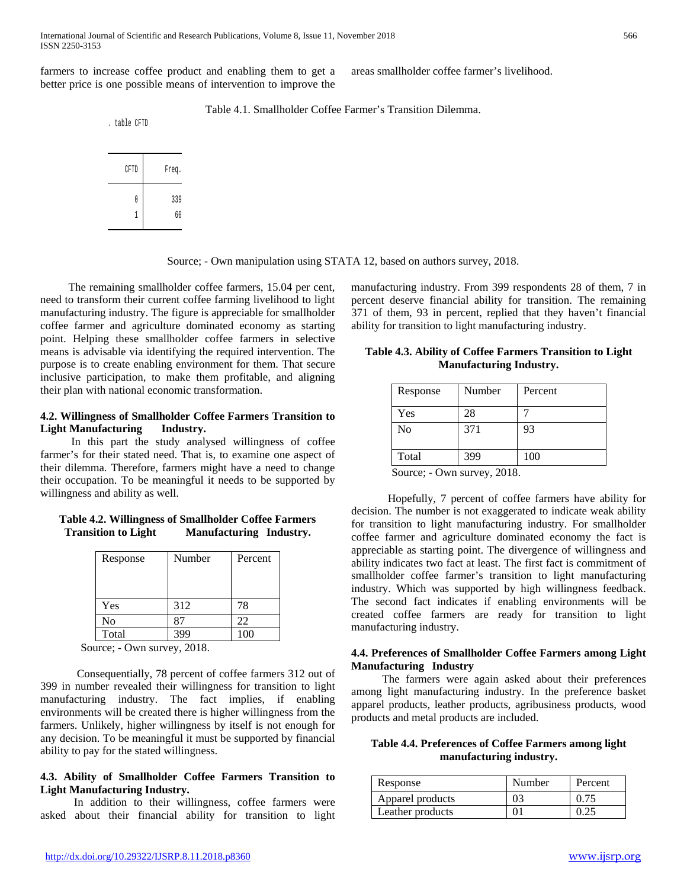farmers to increase coffee product and enabling them to get a better price is one possible means of intervention to improve the areas smallholder coffee farmer's livelihood.

Table 4.1. Smallholder Coffee Farmer's Transition Dilemma.

```
. table CFTD
```

| CFTD | Freq. |
|---|---|
| 0 | 339 |
| 1 | 60 |

Source; - Own manipulation using STATA 12, based on authors survey, 2018.

The remaining smallholder coffee farmers, 15.04 per cent, need to transform their current coffee farming livelihood to light manufacturing industry. The figure is appreciable for smallholder coffee farmer and agriculture dominated economy as starting point. Helping these smallholder coffee farmers in selective means is advisable via identifying the required intervention. The purpose is to create enabling environment for them. That secure inclusive participation, to make them profitable, and aligning their plan with national economic transformation.

### 4.2. Willingness of Smallholder Coffee Farmers Transition to Light Manufacturing Industry.

In this part the study analysed willingness of coffee farmer's for their stated need. That is, to examine one aspect of their dilemma. Therefore, farmers might have a need to change their occupation. To be meaningful it needs to be supported by willingness and ability as well.

**Table 4.2. Willingness of Smallholder Coffee Farmers Transition to Light Manufacturing Industry.**

| Response | Number | Percent |
|---|---|---|
| Yes | 312 | 78 |
| No | 87 | 22 |
| Total | 399 | 100 |

Source; - Own survey, 2018.

Consequentially, 78 percent of coffee farmers 312 out of 399 in number revealed their willingness for transition to light manufacturing industry. The fact implies, if enabling environments will be created there is higher willingness from the farmers. Unlikely, higher willingness by itself is not enough for any decision. To be meaningful it must be supported by financial ability to pay for the stated willingness.

### 4.3. Ability of Smallholder Coffee Farmers Transition to Light Manufacturing Industry.

In addition to their willingness, coffee farmers were asked about their financial ability for transition to light manufacturing industry. From 399 respondents 28 of them, 7 in percent deserve financial ability for transition. The remaining 371 of them, 93 in percent, replied that they haven't financial ability for transition to light manufacturing industry.

**Table 4.3. Ability of Coffee Farmers Transition to Light Manufacturing Industry.**

| Response | Number | Percent |
|---|---|---|
| Yes | 28 | 7 |
| No | 371 | 93 |
| Total | 399 | 100 |

Source; - Own survey, 2018.

Hopefully, 7 percent of coffee farmers have ability for decision. The number is not exaggerated to indicate weak ability for transition to light manufacturing industry. For smallholder coffee farmer and agriculture dominated economy the fact is appreciable as starting point. The divergence of willingness and ability indicates two fact at least. The first fact is commitment of smallholder coffee farmer's transition to light manufacturing industry. Which was supported by high willingness feedback. The second fact indicates if enabling environments will be created coffee farmers are ready for transition to light manufacturing industry.

### 4.4. Preferences of Smallholder Coffee Farmers among Light Manufacturing Industry

The farmers were again asked about their preferences among light manufacturing industry. In the preference basket apparel products, leather products, agribusiness products, wood products and metal products are included.

**Table 4.4. Preferences of Coffee Farmers among light manufacturing industry.**

| Response | Number | Percent |
|---|---|---|
| Apparel products | 03 | 0.75 |
| Leather products | 01 | 0.25 |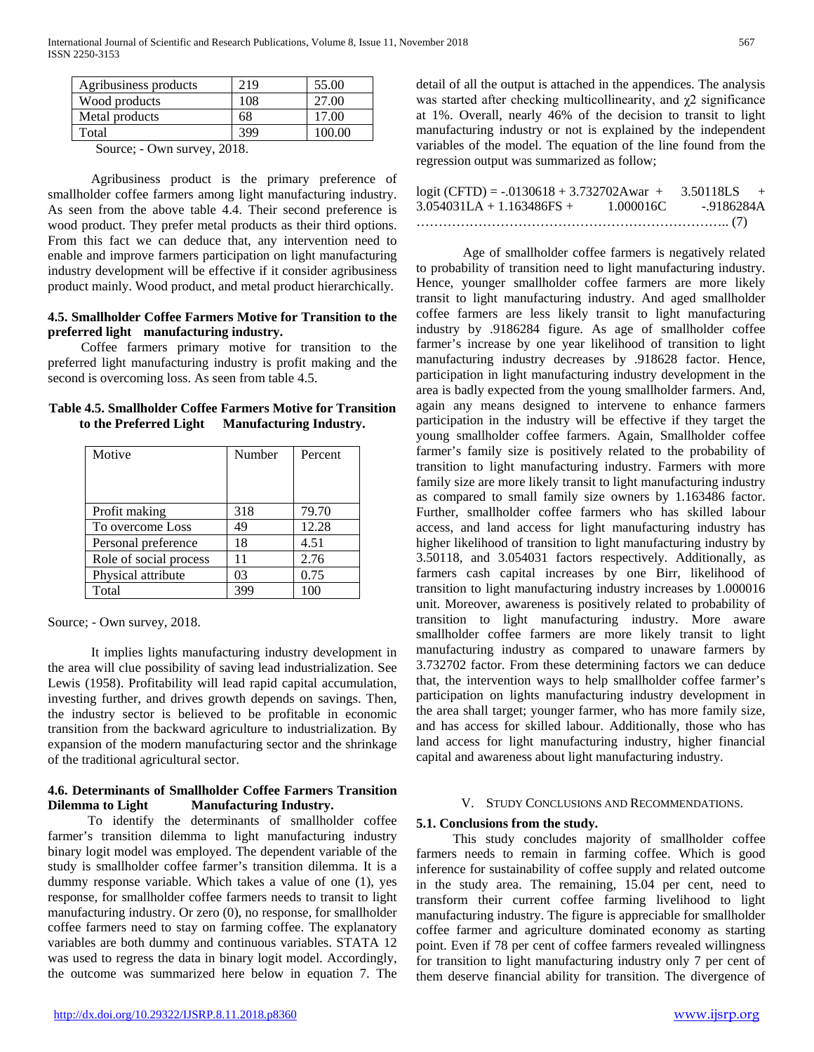| Agribusiness products | 219 | 55.00 |
|---|---|---|
| Wood products | 108 | 27.00 |
| Metal products | 68 | 17.00 |
| Total | 399 | 100.00 |

Source; - Own survey, 2018.

Agribusiness product is the primary preference of smallholder coffee farmers among light manufacturing industry. As seen from the above table 4.4. Their second preference is wood product. They prefer metal products as their third options. From this fact we can deduce that, any intervention need to enable and improve farmers participation on light manufacturing industry development will be effective if it consider agribusiness product mainly. Wood product, and metal product hierarchically.

### 4.5. Smallholder Coffee Farmers Motive for Transition to the preferred light manufacturing industry.

Coffee farmers primary motive for transition to the preferred light manufacturing industry is profit making and the second is overcoming loss. As seen from table 4.5.

**Table 4.5. Smallholder Coffee Farmers Motive for Transition to the Preferred Light Manufacturing Industry.**

| Motive | Number | Percent |
|---|---|---|
| Profit making | 318 | 79.70 |
| To overcome Loss | 49 | 12.28 |
| Personal preference | 18 | 4.51 |
| Role of social process | 11 | 2.76 |
| Physical attribute | 03 | 0.75 |
| Total | 399 | 100 |

Source; - Own survey, 2018.

It implies lights manufacturing industry development in the area will clue possibility of saving lead industrialization. See Lewis (1958). Profitability will lead rapid capital accumulation, investing further, and drives growth depends on savings. Then, the industry sector is believed to be profitable in economic transition from the backward agriculture to industrialization. By expansion of the modern manufacturing sector and the shrinkage of the traditional agricultural sector.

### 4.6. Determinants of Smallholder Coffee Farmers Transition Dilemma to Light Manufacturing Industry.

To identify the determinants of smallholder coffee farmer's transition dilemma to light manufacturing industry binary logit model was employed. The dependent variable of the study is smallholder coffee farmer's transition dilemma. It is a dummy response variable. Which takes a value of one (1), yes response, for smallholder coffee farmers needs to transit to light manufacturing industry. Or zero (0), no response, for smallholder coffee farmers need to stay on farming coffee. The explanatory variables are both dummy and continuous variables. STATA 12 was used to regress the data in binary logit model. Accordingly, the outcome was summarized here below in equation 7. The detail of all the output is attached in the appendices. The analysis was started after checking multicollinearity, and $\chi 2$ significance at 1%. Overall, nearly 46% of the decision to transit to light manufacturing industry or not is explained by the independent variables of the model. The equation of the line found from the regression output was summarized as follow;

$$\text{logit (CFTD)} = -.0130618 + 3.732702\text{Awar} + 3.50118\text{LS} + 3.054031\text{LA} + 1.163486\text{FS} + 1.000016\text{C} -.9186284\text{A} \quad \ldots\ldots (7)$$

Age of smallholder coffee farmers is negatively related to probability of transition need to light manufacturing industry. Hence, younger smallholder coffee farmers are more likely transit to light manufacturing industry. And aged smallholder coffee farmers are less likely transit to light manufacturing industry by .9186284 figure. As age of smallholder coffee farmer's increase by one year likelihood of transition to light manufacturing industry decreases by .918628 factor. Hence, participation in light manufacturing industry development in the area is badly expected from the young smallholder farmers. And, again any means designed to intervene to enhance farmers participation in the industry will be effective if they target the young smallholder coffee farmers. Again, Smallholder coffee farmer's family size is positively related to the probability of transition to light manufacturing industry. Farmers with more family size are more likely transit to light manufacturing industry as compared to small family size owners by 1.163486 factor. Further, smallholder coffee farmers who has skilled labour access, and land access for light manufacturing industry has higher likelihood of transition to light manufacturing industry by 3.50118, and 3.054031 factors respectively. Additionally, as farmers cash capital increases by one Birr, likelihood of transition to light manufacturing industry increases by 1.000016 unit. Moreover, awareness is positively related to probability of transition to light manufacturing industry. More aware smallholder coffee farmers are more likely transit to light manufacturing industry as compared to unaware farmers by 3.732702 factor. From these determining factors we can deduce that, the intervention ways to help smallholder coffee farmer's participation on lights manufacturing industry development in the area shall target; younger farmer, who has more family size, and has access for skilled labour. Additionally, those who has land access for light manufacturing industry, higher financial capital and awareness about light manufacturing industry.

## V. Study Conclusions and Recommendations.

### 5.1. Conclusions from the study.

This study concludes majority of smallholder coffee farmers needs to remain in farming coffee. Which is good inference for sustainability of coffee supply and related outcome in the study area. The remaining, 15.04 per cent, need to transform their current coffee farming livelihood to light manufacturing industry. The figure is appreciable for smallholder coffee farmer and agriculture dominated economy as starting point. Even if 78 per cent of coffee farmers revealed willingness for transition to light manufacturing industry only 7 per cent of them deserve financial ability for transition. The divergence of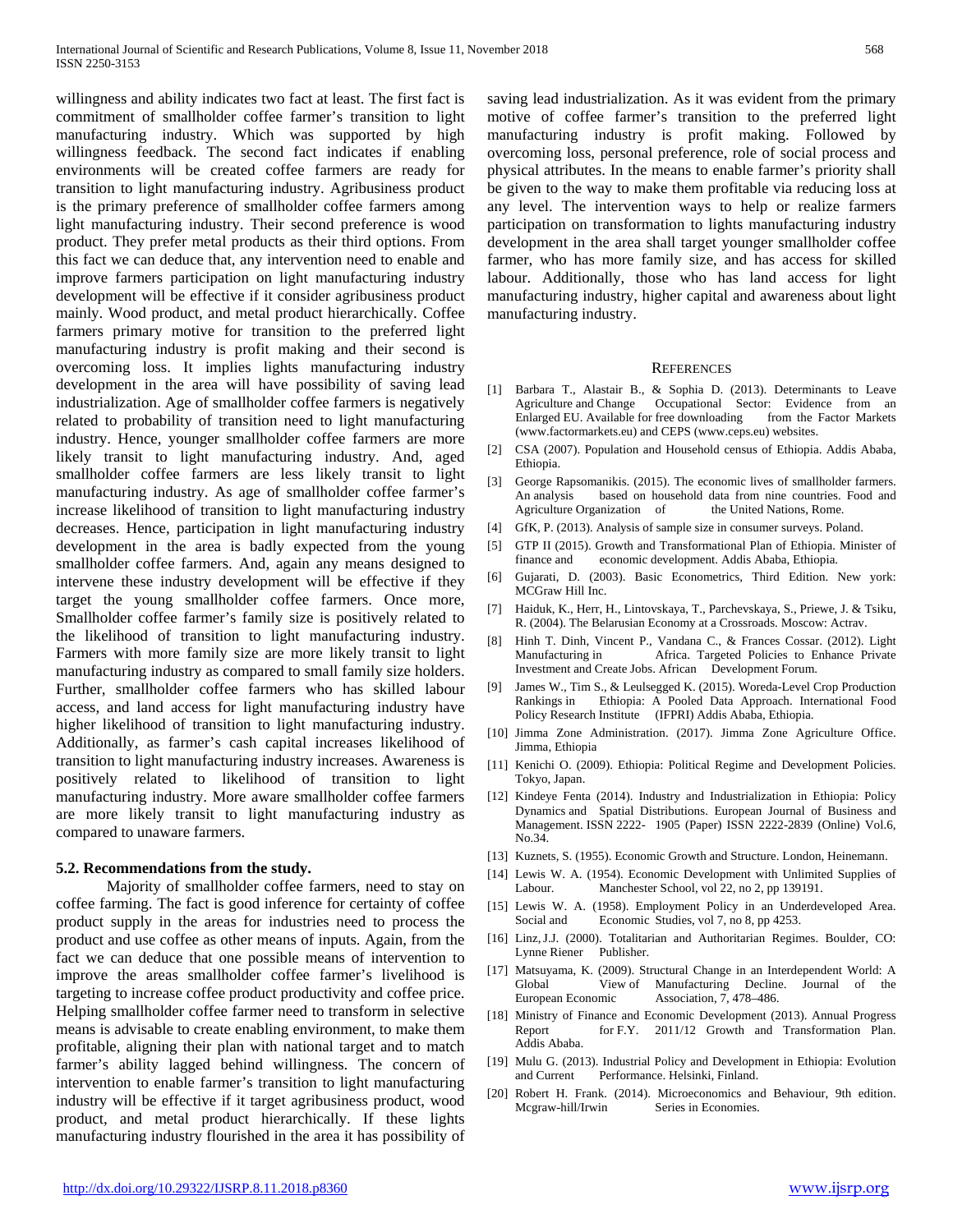willingness and ability indicates two fact at least. The first fact is commitment of smallholder coffee farmer's transition to light manufacturing industry. Which was supported by high willingness feedback. The second fact indicates if enabling environments will be created coffee farmers are ready for transition to light manufacturing industry. Agribusiness product is the primary preference of smallholder coffee farmers among light manufacturing industry. Their second preference is wood product. They prefer metal products as their third options. From this fact we can deduce that, any intervention need to enable and improve farmers participation on light manufacturing industry development will be effective if it consider agribusiness product mainly. Wood product, and metal product hierarchically. Coffee farmers primary motive for transition to the preferred light manufacturing industry is profit making and their second is overcoming loss. It implies lights manufacturing industry development in the area will have possibility of saving lead industrialization. Age of smallholder coffee farmers is negatively related to probability of transition need to light manufacturing industry. Hence, younger smallholder coffee farmers are more likely transit to light manufacturing industry. And, aged smallholder coffee farmers are less likely transit to light manufacturing industry. As age of smallholder coffee farmer's increase likelihood of transition to light manufacturing industry decreases. Hence, participation in light manufacturing industry development in the area is badly expected from the young smallholder coffee farmers. And, again any means designed to intervene these industry development will be effective if they target the young smallholder coffee farmers. Once more, Smallholder coffee farmer's family size is positively related to the likelihood of transition to light manufacturing industry. Farmers with more family size are more likely transit to light manufacturing industry as compared to small family size holders. Further, smallholder coffee farmers who has skilled labour access, and land access for light manufacturing industry have higher likelihood of transition to light manufacturing industry. Additionally, as farmer's cash capital increases likelihood of transition to light manufacturing industry increases. Awareness is positively related to likelihood of transition to light manufacturing industry. More aware smallholder coffee farmers are more likely transit to light manufacturing industry as compared to unaware farmers.

### 5.2. Recommendations from the study.

Majority of smallholder coffee farmers, need to stay on coffee farming. The fact is good inference for certainty of coffee product supply in the areas for industries need to process the product and use coffee as other means of inputs. Again, from the fact we can deduce that one possible means of intervention to improve the areas smallholder coffee farmer's livelihood is targeting to increase coffee product productivity and coffee price. Helping smallholder coffee farmer need to transform in selective means is advisable to create enabling environment, to make them profitable, aligning their plan with national target and to match farmer's ability lagged behind willingness. The concern of intervention to enable farmer's transition to light manufacturing industry will be effective if it target agribusiness product, wood product, and metal product hierarchically. If these lights manufacturing industry flourished in the area it has possibility of saving lead industrialization. As it was evident from the primary motive of coffee farmer's transition to the preferred light manufacturing industry is profit making. Followed by overcoming loss, personal preference, role of social process and physical attributes. In the means to enable farmer's priority shall be given to the way to make them profitable via reducing loss at any level. The intervention ways to help or realize farmers participation on transformation to lights manufacturing industry development in the area shall target younger smallholder coffee farmer, who has more family size, and has access for skilled labour. Additionally, those who has land access for light manufacturing industry, higher capital and awareness about light manufacturing industry.

## REFERENCES

[1] Barbara T., Alastair B., & Sophia D. (2013). Determinants to Leave Agriculture and Change Occupational Sector: Evidence from an Enlarged EU. Available for free downloading from the Factor Markets (www.factormarkets.eu) and CEPS (www.ceps.eu) websites.

[2] CSA (2007). Population and Household census of Ethiopia. Addis Ababa, Ethiopia.

[3] George Rapsomanikis. (2015). The economic lives of smallholder farmers. An analysis based on household data from nine countries. Food and Agriculture Organization of the United Nations, Rome.

[4] GfK, P. (2013). Analysis of sample size in consumer surveys. Poland.

[5] GTP II (2015). Growth and Transformational Plan of Ethiopia. Minister of finance and economic development. Addis Ababa, Ethiopia.

[6] Gujarati, D. (2003). Basic Econometrics, Third Edition. New york: MCGraw Hill Inc.

[7] Haiduk, K., Herr, H., Lintovskaya, T., Parchevskaya, S., Priewe, J. & Tsiku, R. (2004). The Belarusian Economy at a Crossroads. Moscow: Actrav.

[8] Hinh T. Dinh, Vincent P., Vandana C., & Frances Cossar. (2012). Light Manufacturing in Africa. Targeted Policies to Enhance Private Investment and Create Jobs. African Development Forum.

[9] James W., Tim S., & Leulsegged K. (2015). Woreda-Level Crop Production Rankings in Ethiopia: A Pooled Data Approach. International Food Policy Research Institute (IFPRI) Addis Ababa, Ethiopia.

[10] Jimma Zone Administration. (2017). Jimma Zone Agriculture Office. Jimma, Ethiopia

[11] Kenichi O. (2009). Ethiopia: Political Regime and Development Policies. Tokyo, Japan.

[12] Kindeye Fenta (2014). Industry and Industrialization in Ethiopia: Policy Dynamics and Spatial Distributions. European Journal of Business and Management. ISSN 2222- 1905 (Paper) ISSN 2222-2839 (Online) Vol.6, No.34.

[13] Kuznets, S. (1955). Economic Growth and Structure. London, Heinemann.

[14] Lewis W. A. (1954). Economic Development with Unlimited Supplies of Labour. Manchester School, vol 22, no 2, pp 139191.

[15] Lewis W. A. (1958). Employment Policy in an Underdeveloped Area. Social and Economic Studies, vol 7, no 8, pp 4253.

[16] Linz, J.J. (2000). Totalitarian and Authoritarian Regimes. Boulder, CO: Lynne Riener Publisher.

[17] Matsuyama, K. (2009). Structural Change in an Interdependent World: A Global View of Manufacturing Decline. Journal of the European Economic Association, 7, 478–486.

[18] Ministry of Finance and Economic Development (2013). Annual Progress Report for F.Y. 2011/12 Growth and Transformation Plan. Addis Ababa.

[19] Mulu G. (2013). Industrial Policy and Development in Ethiopia: Evolution and Current Performance. Helsinki, Finland.

[20] Robert H. Frank. (2014). Microeconomics and Behaviour, 9th edition. Mcgraw-hill/Irwin Series in Economies.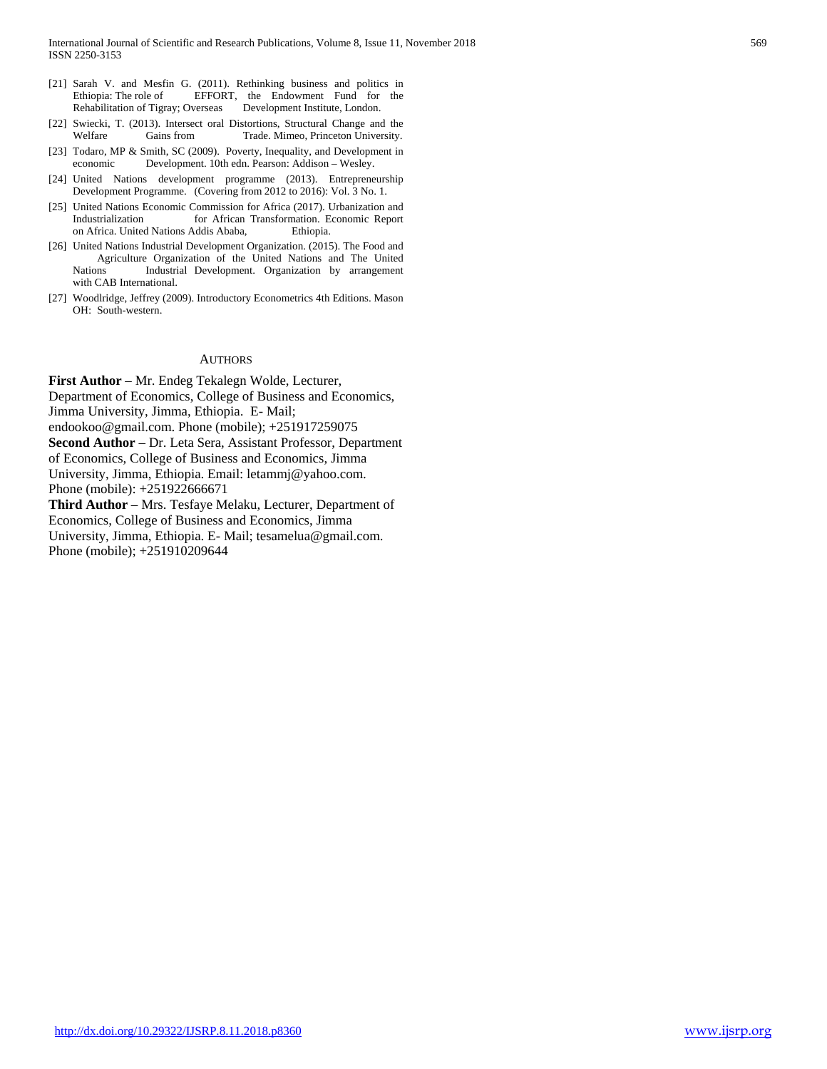[21] Sarah V. and Mesfin G. (2011). Rethinking business and politics in Ethiopia: The role of EFFORT, the Endowment Fund for the Rehabilitation of Tigray; Overseas Development Institute, London.

[22] Swiecki, T. (2013). Intersect oral Distortions, Structural Change and the Welfare Gains from Trade. Mimeo, Princeton University.

[23] Todaro, MP & Smith, SC (2009). Poverty, Inequality, and Development in economic Development. 10th edn. Pearson: Addison – Wesley.

[24] United Nations development programme (2013). Entrepreneurship Development Programme. (Covering from 2012 to 2016): Vol. 3 No. 1.

[25] United Nations Economic Commission for Africa (2017). Urbanization and Industrialization for African Transformation. Economic Report on Africa. United Nations Addis Ababa, Ethiopia.

[26] United Nations Industrial Development Organization. (2015). The Food and Agriculture Organization of the United Nations and The United Nations Industrial Development. Organization by arrangement with CAB International.

[27] Woodlridge, Jeffrey (2009). Introductory Econometrics 4th Editions. Mason OH: South-western.

## AUTHORS

**First Author** – Mr. Endeg Tekalegn Wolde, Lecturer, Department of Economics, College of Business and Economics, Jimma University, Jimma, Ethiopia. E- Mail; endookoo@gmail.com. Phone (mobile); +251917259075

**Second Author** – Dr. Leta Sera, Assistant Professor, Department of Economics, College of Business and Economics, Jimma University, Jimma, Ethiopia. Email: letammj@yahoo.com. Phone (mobile): +251922666671

**Third Author** – Mrs. Tesfaye Melaku, Lecturer, Department of Economics, College of Business and Economics, Jimma University, Jimma, Ethiopia. E- Mail; tesamelua@gmail.com. Phone (mobile); +251910209644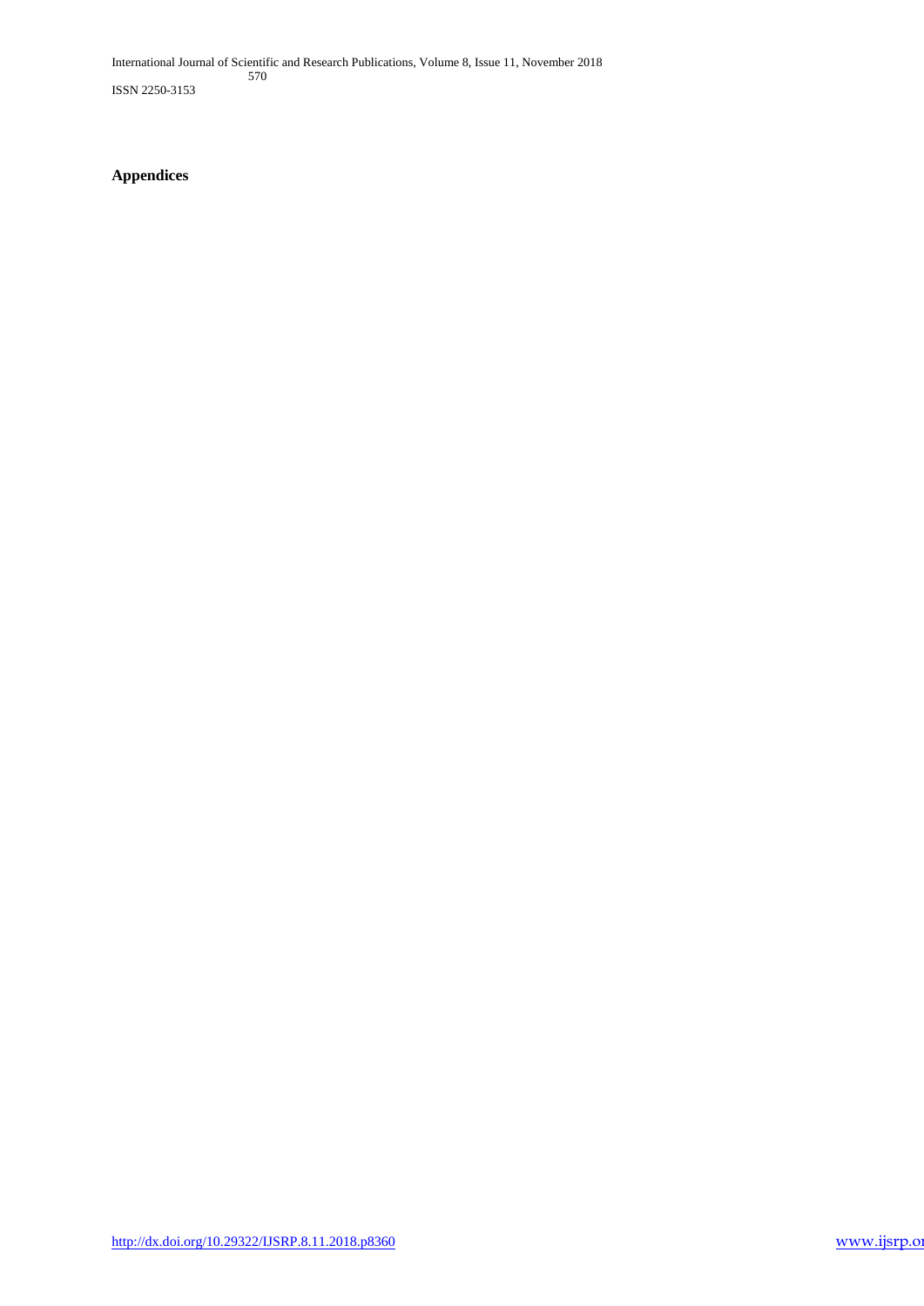**Appendices**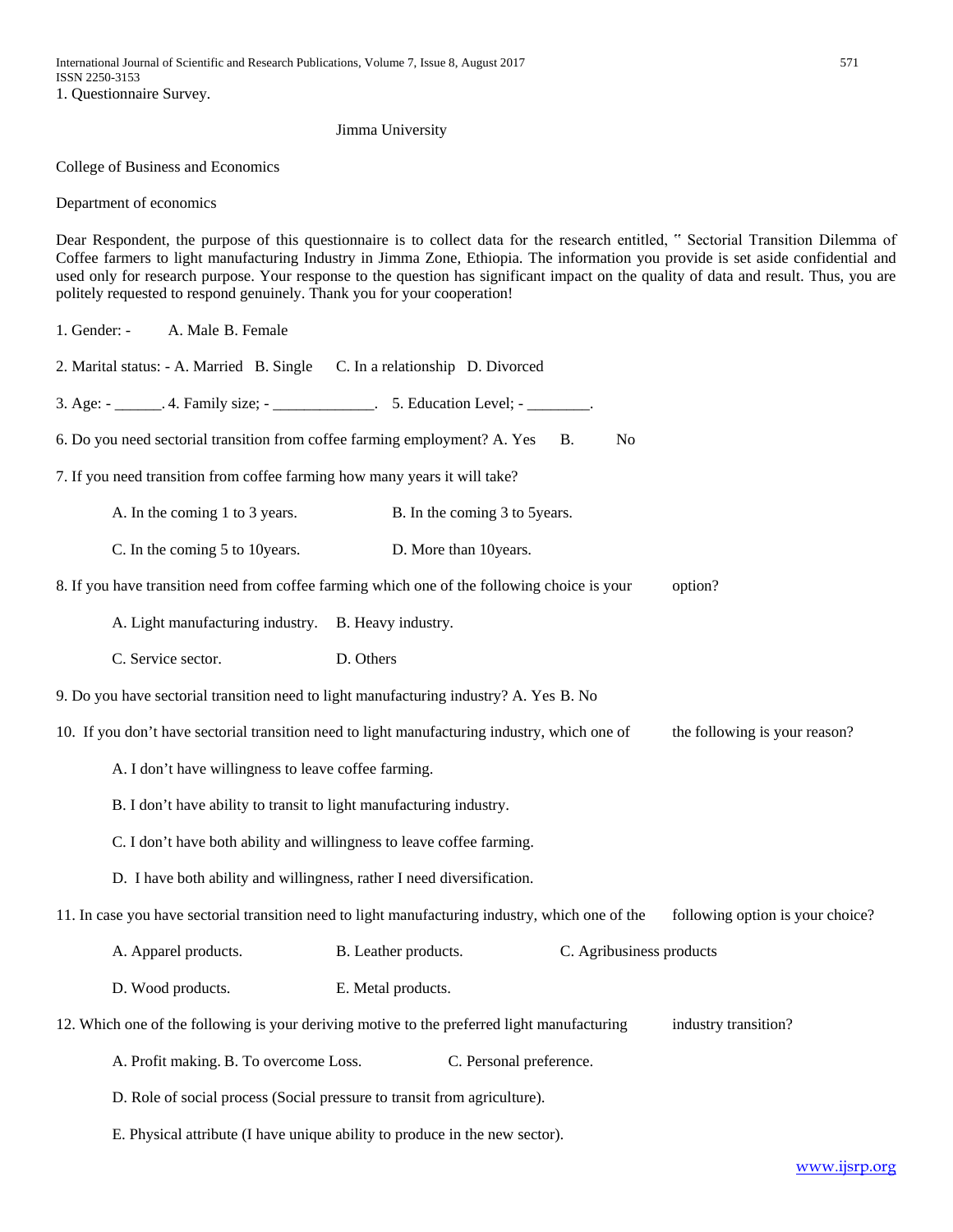1. Questionnaire Survey.

Jimma University

College of Business and Economics

Department of economics

Dear Respondent, the purpose of this questionnaire is to collect data for the research entitled, " Sectorial Transition Dilemma of Coffee farmers to light manufacturing Industry in Jimma Zone, Ethiopia. The information you provide is set aside confidential and used only for research purpose. Your response to the question has significant impact on the quality of data and result. Thus, you are politely requested to respond genuinely. Thank you for your cooperation!

1. Gender: - A. Male B. Female

2. Marital status: - A. Married B. Single C. In a relationship D. Divorced

3. Age: - ______. 4. Family size; - _____________. 5. Education Level; - ________.

6. Do you need sectorial transition from coffee farming employment? A. Yes B. No

7. If you need transition from coffee farming how many years it will take?

   A. In the coming 1 to 3 years. B. In the coming 3 to 5years.

   C. In the coming 5 to 10years. D. More than 10years.

8. If you have transition need from coffee farming which one of the following choice is your option?

   A. Light manufacturing industry. B. Heavy industry.

   C. Service sector. D. Others

9. Do you have sectorial transition need to light manufacturing industry? A. Yes B. No

10. If you don't have sectorial transition need to light manufacturing industry, which one of the following is your reason?

    A. I don't have willingness to leave coffee farming.

    B. I don't have ability to transit to light manufacturing industry.

    C. I don't have both ability and willingness to leave coffee farming.

    D. I have both ability and willingness, rather I need diversification.

11. In case you have sectorial transition need to light manufacturing industry, which one of the following option is your choice?

    A. Apparel products. B. Leather products. C. Agribusiness products

    D. Wood products. E. Metal products.

12. Which one of the following is your deriving motive to the preferred light manufacturing industry transition?

    A. Profit making. B. To overcome Loss. C. Personal preference.

    D. Role of social process (Social pressure to transit from agriculture).

    E. Physical attribute (I have unique ability to produce in the new sector).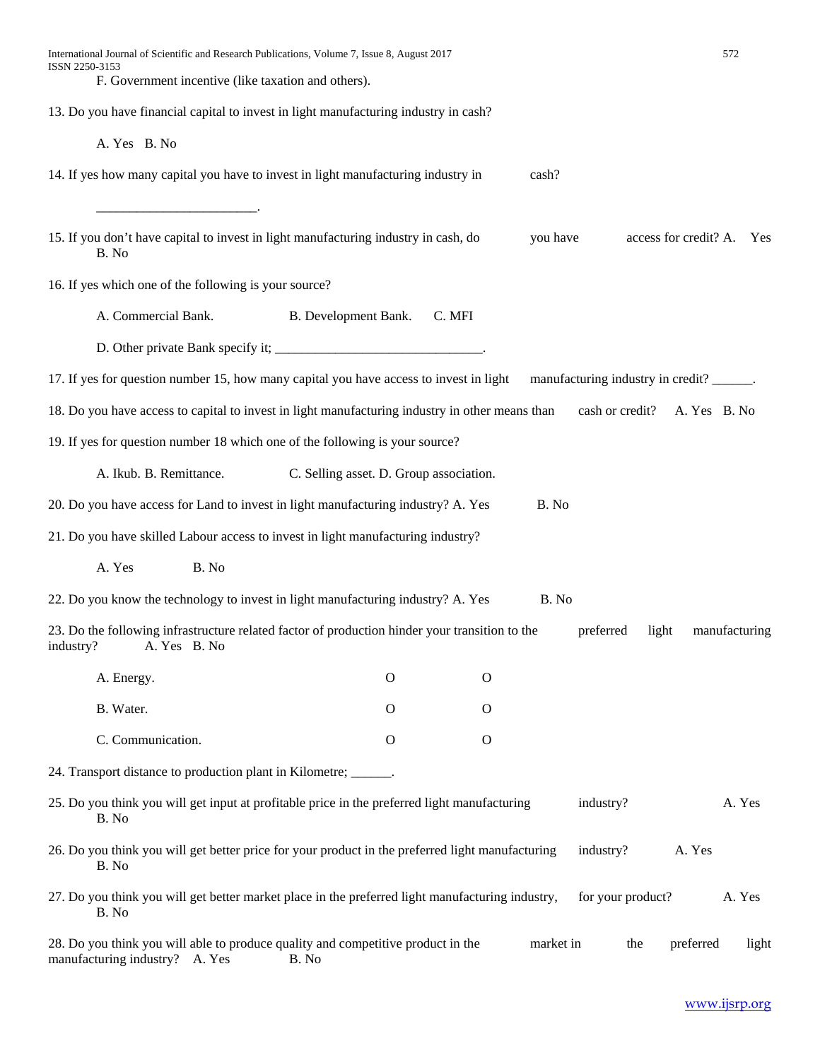F. Government incentive (like taxation and others).

13. Do you have financial capital to invest in light manufacturing industry in cash?

A. Yes B. No

14. If yes how many capital you have to invest in light manufacturing industry in cash?

________________________.

15. If you don't have capital to invest in light manufacturing industry in cash, do you have access for credit? A. Yes B. No

16. If yes which one of the following is your source?

A. Commercial Bank. B. Development Bank. C. MFI

D. Other private Bank specify it; ________________________________.

17. If yes for question number 15, how many capital you have access to invest in light manufacturing industry in credit? ______.

18. Do you have access to capital to invest in light manufacturing industry in other means than cash or credit? A. Yes B. No

19. If yes for question number 18 which one of the following is your source?

A. Ikub. B. Remittance. C. Selling asset. D. Group association.

20. Do you have access for Land to invest in light manufacturing industry? A. Yes B. No

21. Do you have skilled Labour access to invest in light manufacturing industry?

A. Yes B. No

22. Do you know the technology to invest in light manufacturing industry? A. Yes B. No

23. Do the following infrastructure related factor of production hinder your transition to the preferred light manufacturing industry? A. Yes B. No

| | | |
|---|---|---|
| A. Energy. | O | O |
| B. Water. | O | O |
| C. Communication. | O | O |

24. Transport distance to production plant in Kilometre; ______.

25. Do you think you will get input at profitable price in the preferred light manufacturing industry? A. Yes B. No

26. Do you think you will get better price for your product in the preferred light manufacturing industry? A. Yes B. No

27. Do you think you will get better market place in the preferred light manufacturing industry, for your product? A. Yes B. No

28. Do you think you will able to produce quality and competitive product in the market in the preferred light manufacturing industry? A. Yes B. No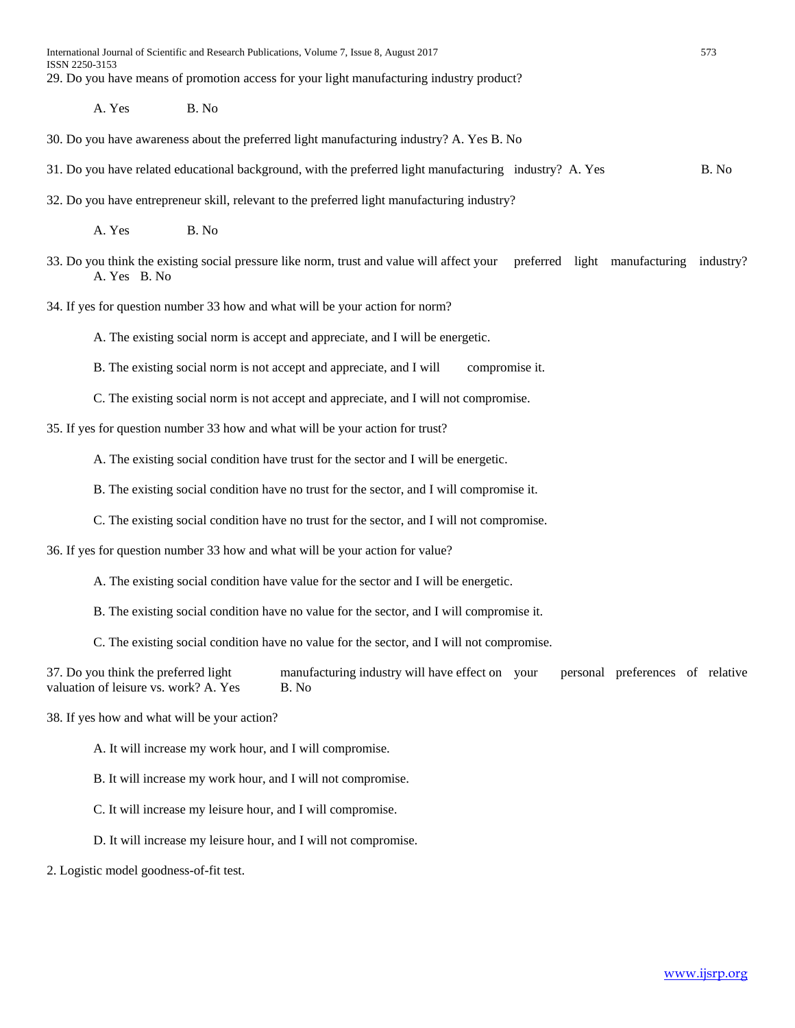29. Do you have means of promotion access for your light manufacturing industry product?

A. Yes B. No

30. Do you have awareness about the preferred light manufacturing industry? A. Yes B. No

31. Do you have related educational background, with the preferred light manufacturing industry? A. Yes B. No

32. Do you have entrepreneur skill, relevant to the preferred light manufacturing industry?

A. Yes B. No

33. Do you think the existing social pressure like norm, trust and value will affect your preferred light manufacturing industry? A. Yes B. No

34. If yes for question number 33 how and what will be your action for norm?

A. The existing social norm is accept and appreciate, and I will be energetic.

B. The existing social norm is not accept and appreciate, and I will compromise it.

C. The existing social norm is not accept and appreciate, and I will not compromise.

35. If yes for question number 33 how and what will be your action for trust?

A. The existing social condition have trust for the sector and I will be energetic.

B. The existing social condition have no trust for the sector, and I will compromise it.

C. The existing social condition have no trust for the sector, and I will not compromise.

36. If yes for question number 33 how and what will be your action for value?

A. The existing social condition have value for the sector and I will be energetic.

B. The existing social condition have no value for the sector, and I will compromise it.

C. The existing social condition have no value for the sector, and I will not compromise.

37. Do you think the preferred light manufacturing industry will have effect on your personal preferences of relative valuation of leisure vs. work? A. Yes B. No

38. If yes how and what will be your action?

A. It will increase my work hour, and I will compromise.

B. It will increase my work hour, and I will not compromise.

C. It will increase my leisure hour, and I will compromise.

D. It will increase my leisure hour, and I will not compromise.

2. Logistic model goodness-of-fit test.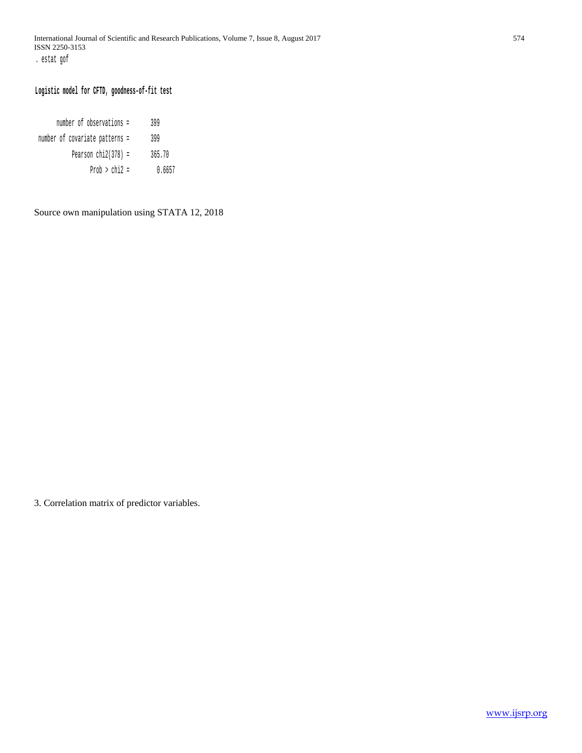```
. estat gof

Logistic model for CFTD, goodness-of-fit test

       number of observations =       399
 number of covariate patterns =       399
             Pearson chi2(378) =      365.70
                   Prob > chi2 =       0.6657
```

Source own manipulation using STATA 12, 2018

3. Correlation matrix of predictor variables.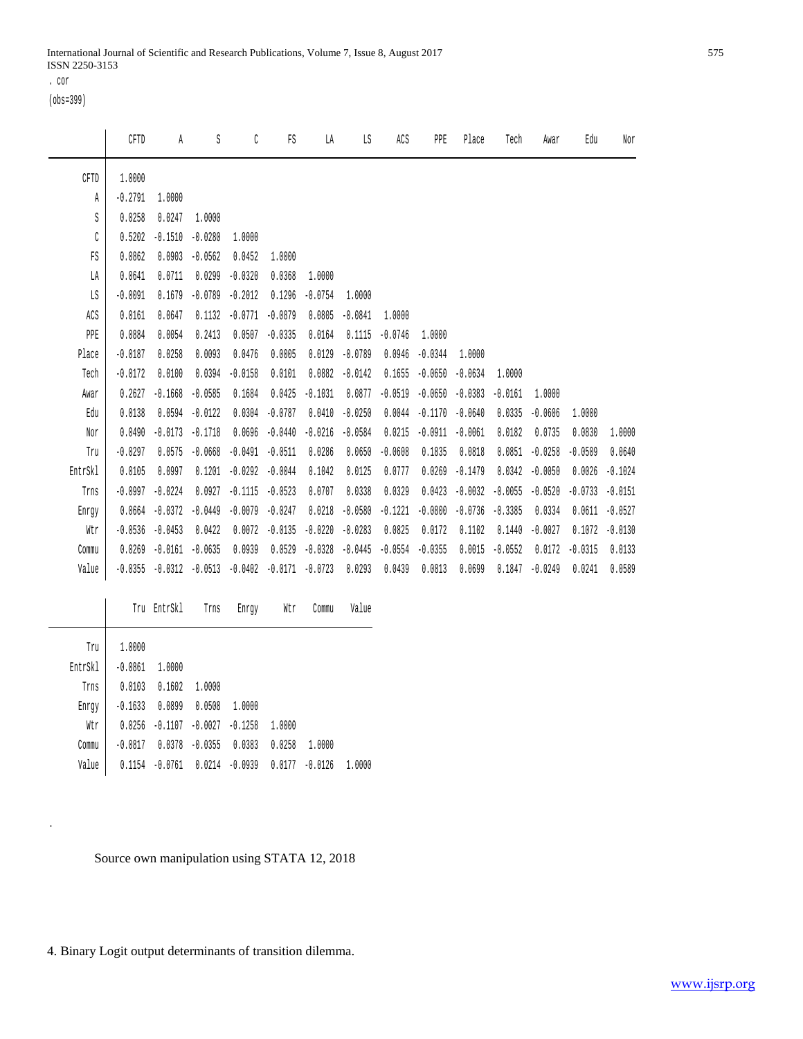```
. cor
(obs=399)
```

|  | CFTD | A | S | C | FS | LA | LS | ACS | PPE | Place | Tech | Awar | Edu | Nor |
|---|---|---|---|---|---|---|---|---|---|---|---|---|---|---|
| CFTD | 1.0000 | | | | | | | | | | | | | |
| A | -0.2791 | 1.0000 | | | | | | | | | | | | |
| S | 0.0258 | 0.0247 | 1.0000 | | | | | | | | | | | |
| C | 0.5202 | -0.1510 | -0.0280 | 1.0000 | | | | | | | | | | |
| FS | 0.0862 | 0.0903 | -0.0562 | 0.0452 | 1.0000 | | | | | | | | | |
| LA | 0.0641 | 0.0711 | 0.0299 | -0.0320 | 0.0368 | 1.0000 | | | | | | | | |
| LS | -0.0091 | 0.1679 | -0.0789 | -0.2012 | 0.1296 | -0.0754 | 1.0000 | | | | | | | |
| ACS | 0.0161 | 0.0647 | 0.1132 | -0.0771 | -0.0879 | 0.0805 | -0.0841 | 1.0000 | | | | | | |
| PPE | 0.0884 | 0.0054 | 0.2413 | 0.0507 | -0.0335 | 0.0164 | 0.1115 | -0.0746 | 1.0000 | | | | | |
| Place | -0.0187 | 0.0258 | 0.0093 | 0.0476 | 0.0005 | 0.0129 | -0.0789 | 0.0946 | -0.0344 | 1.0000 | | | | |
| Tech | -0.0172 | 0.0100 | 0.0394 | -0.0158 | 0.0101 | 0.0882 | -0.0142 | 0.1655 | -0.0650 | -0.0634 | 1.0000 | | | |
| Awar | 0.2627 | -0.1668 | -0.0585 | 0.1684 | 0.0425 | -0.1031 | 0.0877 | -0.0519 | -0.0650 | -0.0383 | -0.0161 | 1.0000 | | |
| Edu | 0.0138 | 0.0594 | -0.0122 | 0.0304 | -0.0787 | 0.0410 | -0.0250 | 0.0044 | -0.1170 | -0.0640 | 0.0335 | -0.0606 | 1.0000 | |
| Nor | 0.0490 | -0.0173 | -0.1718 | 0.0696 | -0.0440 | -0.0216 | -0.0584 | 0.0215 | -0.0911 | -0.0061 | 0.0182 | 0.0735 | 0.0830 | 1.0000 |
| Tru | -0.0297 | 0.0575 | -0.0668 | -0.0491 | -0.0511 | 0.0286 | 0.0650 | -0.0608 | 0.1835 | 0.0818 | 0.0851 | -0.0258 | -0.0509 | 0.0640 |
| EntrSkl | 0.0105 | 0.0997 | 0.1201 | -0.0292 | -0.0044 | 0.1042 | 0.0125 | 0.0777 | 0.0269 | -0.1479 | 0.0342 | -0.0050 | 0.0026 | -0.1024 |
| Trns | -0.0997 | -0.0224 | 0.0927 | -0.1115 | -0.0523 | 0.0707 | 0.0338 | 0.0329 | 0.0423 | -0.0032 | -0.0055 | -0.0520 | -0.0733 | -0.0151 |
| Enrgy | 0.0664 | -0.0372 | -0.0449 | -0.0079 | -0.0247 | 0.0218 | -0.0580 | -0.1221 | -0.0800 | -0.0736 | -0.3385 | 0.0334 | 0.0611 | -0.0527 |
| Wtr | -0.0536 | -0.0453 | 0.0422 | 0.0072 | -0.0135 | -0.0220 | -0.0283 | 0.0825 | 0.0172 | 0.1102 | 0.1440 | -0.0027 | 0.1072 | -0.0130 |
| Commu | 0.0269 | -0.0161 | -0.0635 | 0.0939 | 0.0529 | -0.0328 | -0.0445 | -0.0554 | -0.0355 | 0.0015 | -0.0552 | 0.0172 | -0.0315 | 0.0133 |
| Value | -0.0355 | -0.0312 | -0.0513 | -0.0402 | -0.0171 | -0.0723 | 0.0293 | 0.0439 | 0.0813 | 0.0699 | 0.1847 | -0.0249 | 0.0241 | 0.0589 |

|  | Tru | EntrSkl | Trns | Enrgy | Wtr | Commu | Value |
|---|---|---|---|---|---|---|---|
| Tru | 1.0000 | | | | | | |
| EntrSkl | -0.0861 | 1.0000 | | | | | |
| Trns | 0.0103 | 0.1602 | 1.0000 | | | | |
| Enrgy | -0.1633 | 0.0899 | 0.0508 | 1.0000 | | | |
| Wtr | 0.0256 | -0.1107 | -0.0027 | -0.1258 | 1.0000 | | |
| Commu | -0.0817 | 0.0378 | -0.0355 | 0.0383 | 0.0258 | 1.0000 | |
| Value | 0.1154 | -0.0761 | 0.0214 | -0.0939 | 0.0177 | -0.0126 | 1.0000 |

Source own manipulation using STATA 12, 2018

4. Binary Logit output determinants of transition dilemma.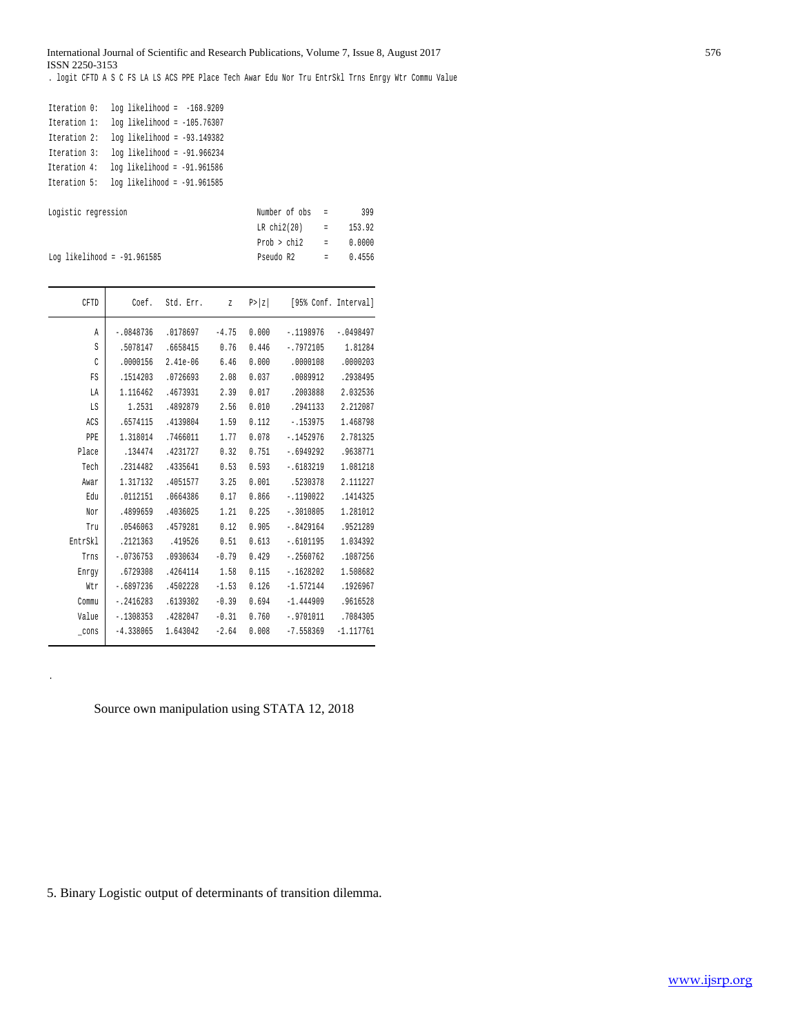. logit CFTD A S C FS LA LS ACS PPE Place Tech Awar Edu Nor Tru EntrSkl Trns Enrgy Wtr Commu Value

```
Iteration 0:   log likelihood =  -168.9209
Iteration 1:   log likelihood = -105.76307
Iteration 2:   log likelihood = -93.149382
Iteration 3:   log likelihood = -91.966234
Iteration 4:   log likelihood = -91.961586
Iteration 5:   log likelihood = -91.961585

Logistic regression                               Number of obs   =        399
                                                  LR chi2(20)     =     153.92
                                                  Prob > chi2     =     0.0000
Log likelihood = -91.961585                       Pseudo R2       =     0.4556
```

| CFTD | Coef. | Std. Err. | z | P>\|z\| | [95% Conf. | Interval] |
|---|---|---|---|---|---|---|
| A | -.0848736 | .0178697 | -4.75 | 0.000 | -.1198976 | -.0498497 |
| S | .5078147 | .6658415 | 0.76 | 0.446 | -.7972105 | 1.81284 |
| C | .0000156 | 2.41e-06 | 6.46 | 0.000 | .0000108 | .0000203 |
| FS | .1514203 | .0726693 | 2.08 | 0.037 | .0089912 | .2938495 |
| LA | 1.116462 | .4673931 | 2.39 | 0.017 | .2003888 | 2.032536 |
| LS | 1.2531 | .4892879 | 2.56 | 0.010 | .2941133 | 2.212087 |
| ACS | .6574115 | .4139804 | 1.59 | 0.112 | -.153975 | 1.468798 |
| PPE | 1.318014 | .7466011 | 1.77 | 0.078 | -.1452976 | 2.781325 |
| Place | .134474 | .4231727 | 0.32 | 0.751 | -.6949292 | .9638771 |
| Tech | .2314482 | .4335641 | 0.53 | 0.593 | -.6183219 | 1.081218 |
| Awar | 1.317132 | .4051577 | 3.25 | 0.001 | .5230378 | 2.111227 |
| Edu | .0112151 | .0664386 | 0.17 | 0.866 | -.1190022 | .1414325 |
| Nor | .4899659 | .4036025 | 1.21 | 0.225 | -.3010805 | 1.281012 |
| Tru | .0546063 | .4579281 | 0.12 | 0.905 | -.8429164 | .9521289 |
| EntrSkl | .2121363 | .419526 | 0.51 | 0.613 | -.6101195 | 1.034392 |
| Trns | -.0736753 | .0930634 | -0.79 | 0.429 | -.2560762 | .1087256 |
| Enrgy | .6729308 | .4264114 | 1.58 | 0.115 | -.1628202 | 1.508682 |
| Wtr | -.6897236 | .4502228 | -1.53 | 0.126 | -1.572144 | .1926967 |
| Commu | -.2416283 | .6139302 | -0.39 | 0.694 | -1.444909 | .9616528 |
| Value | -.1308353 | .4282047 | -0.31 | 0.760 | -.9701011 | .7084305 |
| _cons | -4.338065 | 1.643042 | -2.64 | 0.008 | -7.558369 | -1.117761 |

Source own manipulation using STATA 12, 2018

5. Binary Logistic output of determinants of transition dilemma.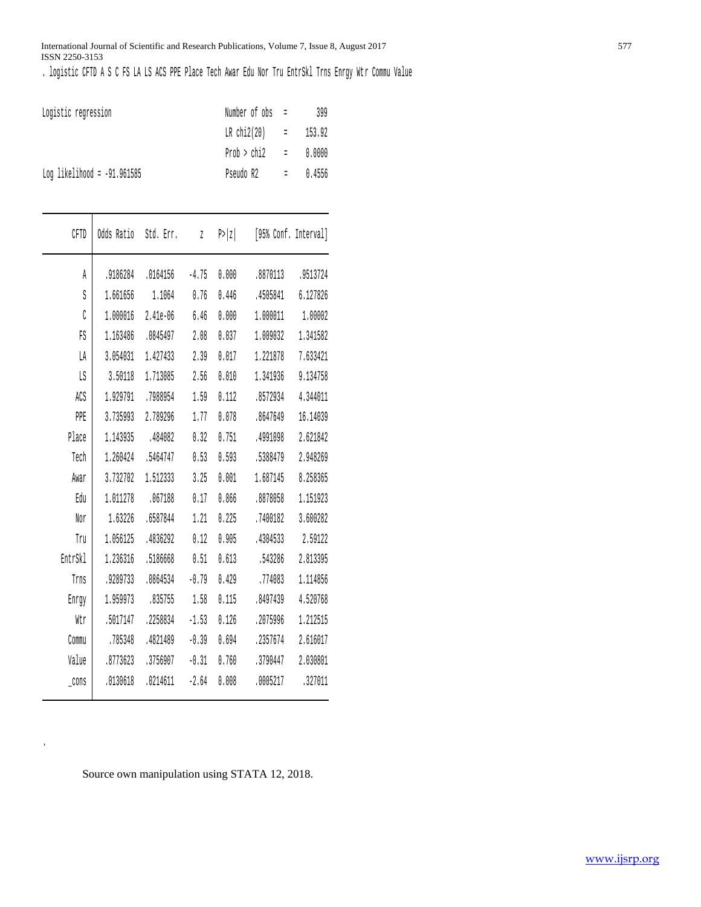. logistic CFTD A S C FS LA LS ACS PPE Place Tech Awar Edu Nor Tru EntrSkl Trns Enrgy Wtr Commu Value

```
Logistic regression                               Number of obs   =        399
                                                  LR chi2(20)     =     153.92
                                                  Prob > chi2     =     0.0000
Log likelihood = -91.961585                       Pseudo R2       =     0.4556
```

| CFTD | Odds Ratio | Std. Err. | z | P>\|z\| | [95% Conf. | Interval] |
|---|---|---|---|---|---|---|
| A | .9186284 | .0164156 | -4.75 | 0.000 | .8870113 | .9513724 |
| S | 1.661656 | 1.1064 | 0.76 | 0.446 | .4505841 | 6.127826 |
| C | 1.000016 | 2.41e-06 | 6.46 | 0.000 | 1.000011 | 1.00002 |
| FS | 1.163486 | .0845497 | 2.08 | 0.037 | 1.009032 | 1.341582 |
| LA | 3.054031 | 1.427433 | 2.39 | 0.017 | 1.221878 | 7.633421 |
| LS | 3.50118 | 1.713085 | 2.56 | 0.010 | 1.341936 | 9.134758 |
| ACS | 1.929791 | .7988954 | 1.59 | 0.112 | .8572934 | 4.344011 |
| PPE | 3.735993 | 2.789296 | 1.77 | 0.078 | .8647649 | 16.14039 |
| Place | 1.143935 | .484082 | 0.32 | 0.751 | .4991098 | 2.621842 |
| Tech | 1.260424 | .5464747 | 0.53 | 0.593 | .5388479 | 2.948269 |
| Awar | 3.732702 | 1.512333 | 3.25 | 0.001 | 1.687145 | 8.258365 |
| Edu | 1.011278 | .067188 | 0.17 | 0.866 | .8878058 | 1.151923 |
| Nor | 1.63226 | .6587844 | 1.21 | 0.225 | .7400182 | 3.600282 |
| Tru | 1.056125 | .4836292 | 0.12 | 0.905 | .4304533 | 2.59122 |
| EntrSkl | 1.236316 | .5186668 | 0.51 | 0.613 | .543286 | 2.813395 |
| Trns | .9289733 | .0864534 | -0.79 | 0.429 | .774083 | 1.114856 |
| Enrgy | 1.959973 | .835755 | 1.58 | 0.115 | .8497439 | 4.520768 |
| Wtr | .5017147 | .2258834 | -1.53 | 0.126 | .2075996 | 1.212515 |
| Commu | .785348 | .4821489 | -0.39 | 0.694 | .2357674 | 2.616017 |
| Value | .8773623 | .3756907 | -0.31 | 0.760 | .3790447 | 2.030801 |
| _cons | .0130618 | .0214611 | -2.64 | 0.008 | .0005217 | .327011 |

Source own manipulation using STATA 12, 2018.